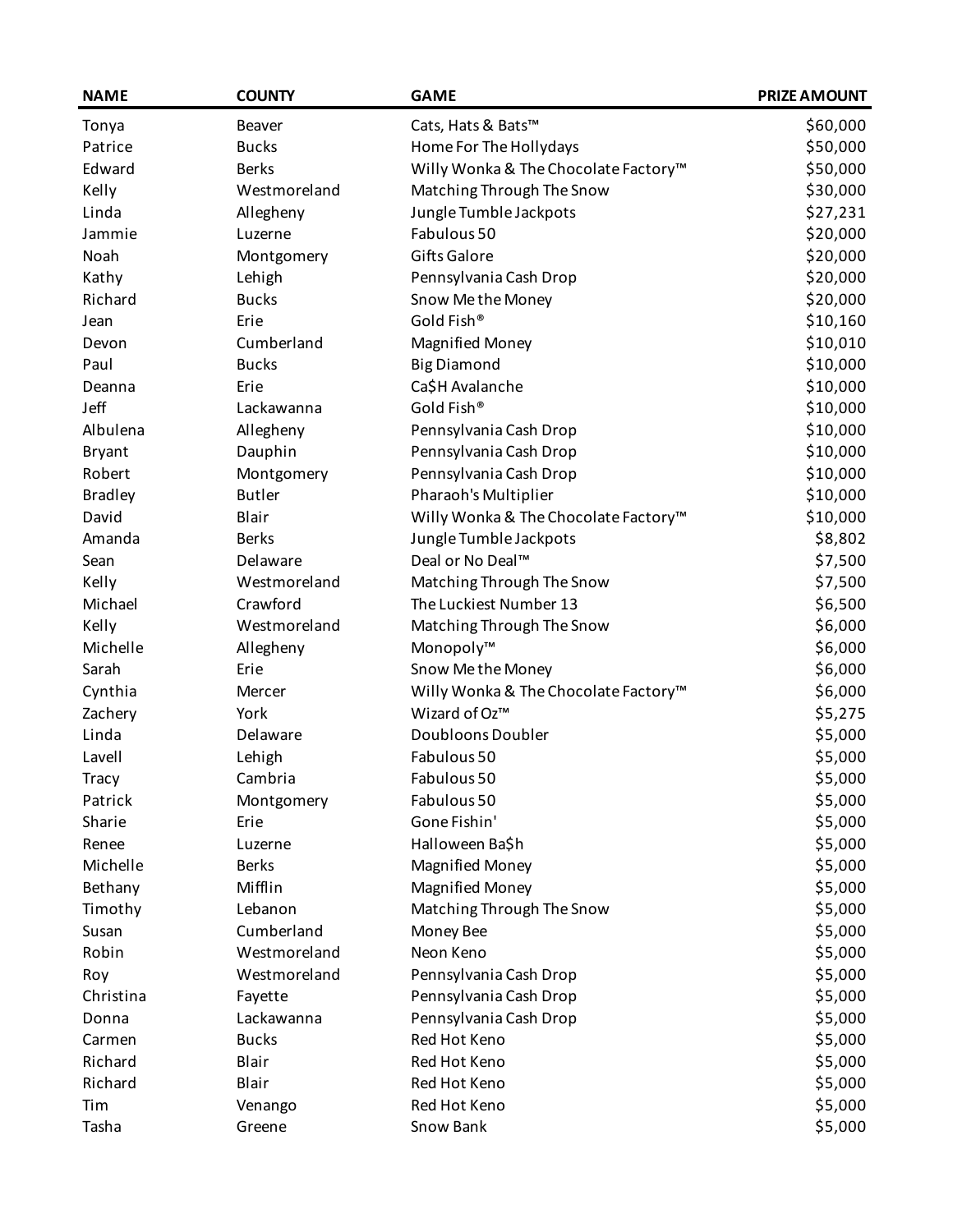| NAME | COUNTY | GAME | PRIZE AMOUNT |
|---|---|---|---|
| Tonya | Beaver | Cats, Hats & Bats™ | $60,000 |
| Patrice | Bucks | Home For The Hollydays | $50,000 |
| Edward | Berks | Willy Wonka & The Chocolate Factory™ | $50,000 |
| Kelly | Westmoreland | Matching Through The Snow | $30,000 |
| Linda | Allegheny | Jungle Tumble Jackpots | $27,231 |
| Jammie | Luzerne | Fabulous 50 | $20,000 |
| Noah | Montgomery | Gifts Galore | $20,000 |
| Kathy | Lehigh | Pennsylvania Cash Drop | $20,000 |
| Richard | Bucks | Snow Me the Money | $20,000 |
| Jean | Erie | Gold Fish® | $10,160 |
| Devon | Cumberland | Magnified Money | $10,010 |
| Paul | Bucks | Big Diamond | $10,000 |
| Deanna | Erie | Ca$H Avalanche | $10,000 |
| Jeff | Lackawanna | Gold Fish® | $10,000 |
| Albulena | Allegheny | Pennsylvania Cash Drop | $10,000 |
| Bryant | Dauphin | Pennsylvania Cash Drop | $10,000 |
| Robert | Montgomery | Pennsylvania Cash Drop | $10,000 |
| Bradley | Butler | Pharaoh's Multiplier | $10,000 |
| David | Blair | Willy Wonka & The Chocolate Factory™ | $10,000 |
| Amanda | Berks | Jungle Tumble Jackpots | $8,802 |
| Sean | Delaware | Deal or No Deal™ | $7,500 |
| Kelly | Westmoreland | Matching Through The Snow | $7,500 |
| Michael | Crawford | The Luckiest Number 13 | $6,500 |
| Kelly | Westmoreland | Matching Through The Snow | $6,000 |
| Michelle | Allegheny | Monopoly™ | $6,000 |
| Sarah | Erie | Snow Me the Money | $6,000 |
| Cynthia | Mercer | Willy Wonka & The Chocolate Factory™ | $6,000 |
| Zachery | York | Wizard of Oz™ | $5,275 |
| Linda | Delaware | Doubloons Doubler | $5,000 |
| Lavell | Lehigh | Fabulous 50 | $5,000 |
| Tracy | Cambria | Fabulous 50 | $5,000 |
| Patrick | Montgomery | Fabulous 50 | $5,000 |
| Sharie | Erie | Gone Fishin' | $5,000 |
| Renee | Luzerne | Halloween Ba$h | $5,000 |
| Michelle | Berks | Magnified Money | $5,000 |
| Bethany | Mifflin | Magnified Money | $5,000 |
| Timothy | Lebanon | Matching Through The Snow | $5,000 |
| Susan | Cumberland | Money Bee | $5,000 |
| Robin | Westmoreland | Neon Keno | $5,000 |
| Roy | Westmoreland | Pennsylvania Cash Drop | $5,000 |
| Christina | Fayette | Pennsylvania Cash Drop | $5,000 |
| Donna | Lackawanna | Pennsylvania Cash Drop | $5,000 |
| Carmen | Bucks | Red Hot Keno | $5,000 |
| Richard | Blair | Red Hot Keno | $5,000 |
| Richard | Blair | Red Hot Keno | $5,000 |
| Tim | Venango | Red Hot Keno | $5,000 |
| Tasha | Greene | Snow Bank | $5,000 |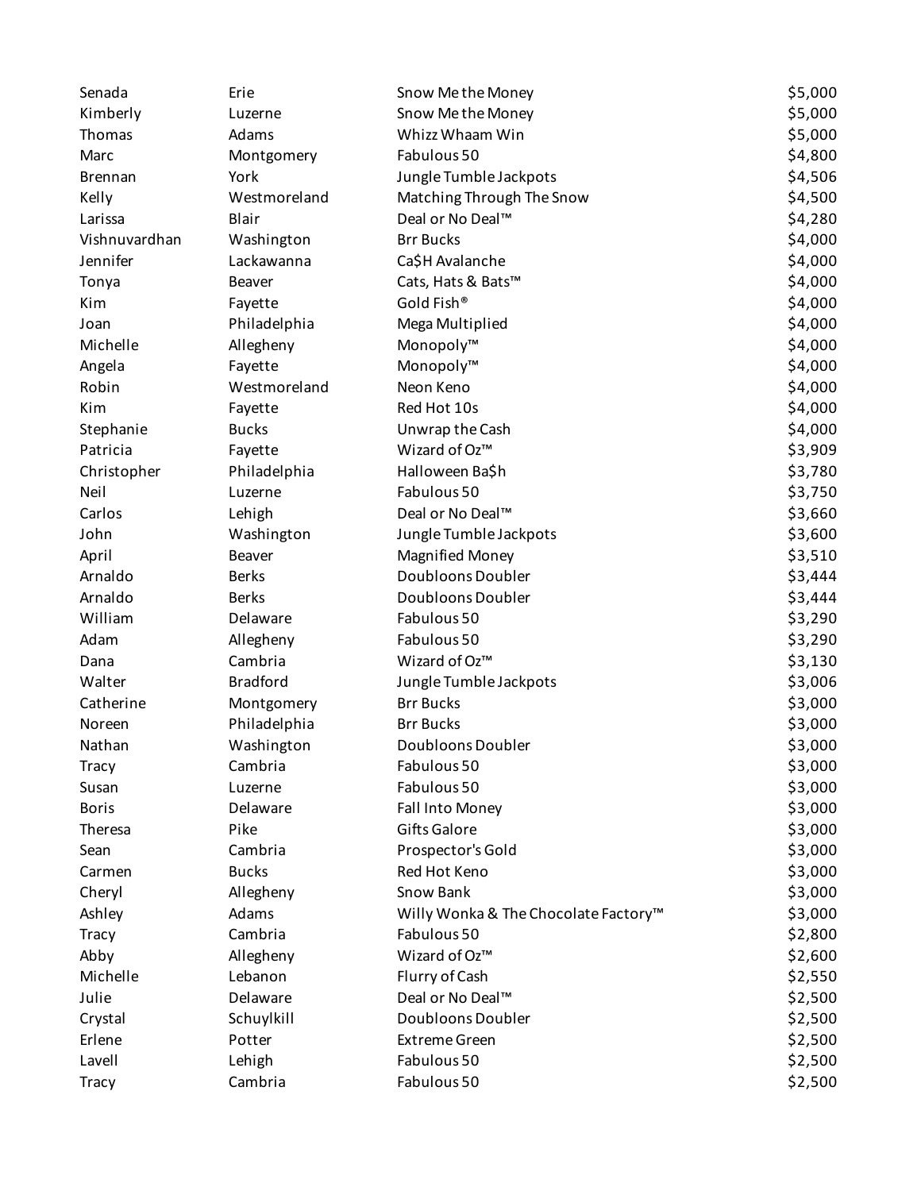| | | | |
|---|---|---|---|
| Senada | Erie | Snow Me the Money | $5,000 |
| Kimberly | Luzerne | Snow Me the Money | $5,000 |
| Thomas | Adams | Whizz Whaam Win | $5,000 |
| Marc | Montgomery | Fabulous 50 | $4,800 |
| Brennan | York | Jungle Tumble Jackpots | $4,506 |
| Kelly | Westmoreland | Matching Through The Snow | $4,500 |
| Larissa | Blair | Deal or No Deal™ | $4,280 |
| Vishnuvardhan | Washington | Brr Bucks | $4,000 |
| Jennifer | Lackawanna | Ca$H Avalanche | $4,000 |
| Tonya | Beaver | Cats, Hats & Bats™ | $4,000 |
| Kim | Fayette | Gold Fish® | $4,000 |
| Joan | Philadelphia | Mega Multiplied | $4,000 |
| Michelle | Allegheny | Monopoly™ | $4,000 |
| Angela | Fayette | Monopoly™ | $4,000 |
| Robin | Westmoreland | Neon Keno | $4,000 |
| Kim | Fayette | Red Hot 10s | $4,000 |
| Stephanie | Bucks | Unwrap the Cash | $4,000 |
| Patricia | Fayette | Wizard of Oz™ | $3,909 |
| Christopher | Philadelphia | Halloween Ba$h | $3,780 |
| Neil | Luzerne | Fabulous 50 | $3,750 |
| Carlos | Lehigh | Deal or No Deal™ | $3,660 |
| John | Washington | Jungle Tumble Jackpots | $3,600 |
| April | Beaver | Magnified Money | $3,510 |
| Arnaldo | Berks | Doubloons Doubler | $3,444 |
| Arnaldo | Berks | Doubloons Doubler | $3,444 |
| William | Delaware | Fabulous 50 | $3,290 |
| Adam | Allegheny | Fabulous 50 | $3,290 |
| Dana | Cambria | Wizard of Oz™ | $3,130 |
| Walter | Bradford | Jungle Tumble Jackpots | $3,006 |
| Catherine | Montgomery | Brr Bucks | $3,000 |
| Noreen | Philadelphia | Brr Bucks | $3,000 |
| Nathan | Washington | Doubloons Doubler | $3,000 |
| Tracy | Cambria | Fabulous 50 | $3,000 |
| Susan | Luzerne | Fabulous 50 | $3,000 |
| Boris | Delaware | Fall Into Money | $3,000 |
| Theresa | Pike | Gifts Galore | $3,000 |
| Sean | Cambria | Prospector's Gold | $3,000 |
| Carmen | Bucks | Red Hot Keno | $3,000 |
| Cheryl | Allegheny | Snow Bank | $3,000 |
| Ashley | Adams | Willy Wonka & The Chocolate Factory™ | $3,000 |
| Tracy | Cambria | Fabulous 50 | $2,800 |
| Abby | Allegheny | Wizard of Oz™ | $2,600 |
| Michelle | Lebanon | Flurry of Cash | $2,550 |
| Julie | Delaware | Deal or No Deal™ | $2,500 |
| Crystal | Schuylkill | Doubloons Doubler | $2,500 |
| Erlene | Potter | Extreme Green | $2,500 |
| Lavell | Lehigh | Fabulous 50 | $2,500 |
| Tracy | Cambria | Fabulous 50 | $2,500 |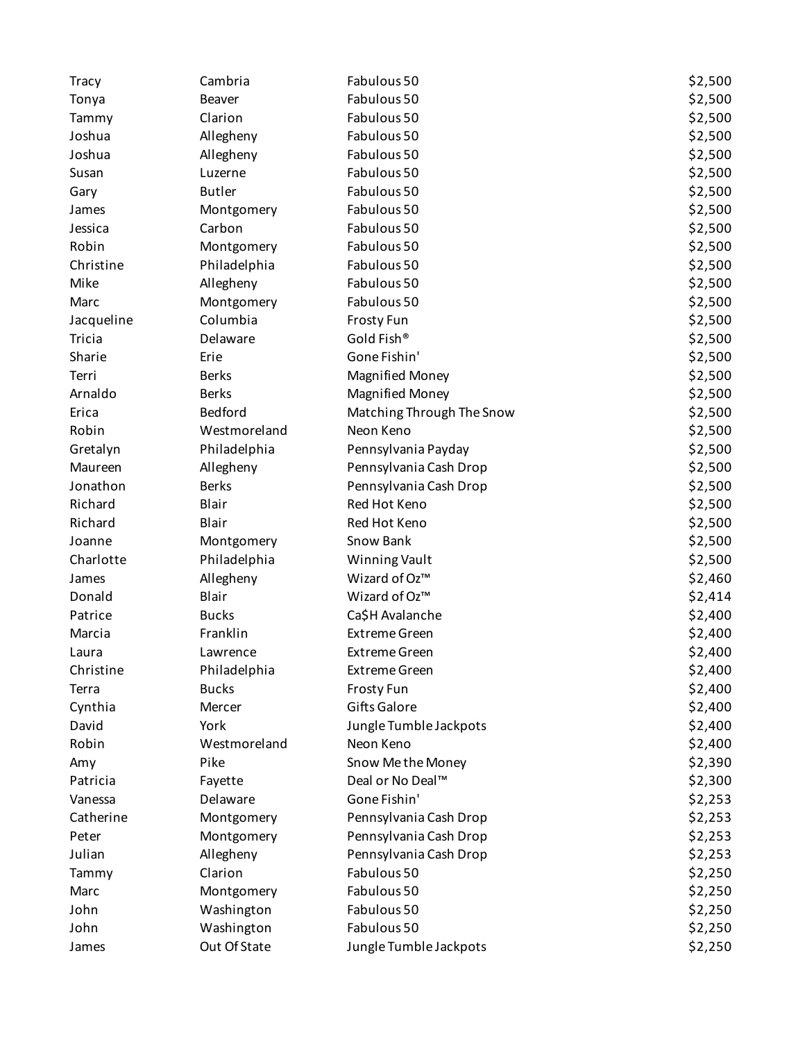| | | | |
|---|---|---|---|
| Tracy | Cambria | Fabulous 50 | $2,500 |
| Tonya | Beaver | Fabulous 50 | $2,500 |
| Tammy | Clarion | Fabulous 50 | $2,500 |
| Joshua | Allegheny | Fabulous 50 | $2,500 |
| Joshua | Allegheny | Fabulous 50 | $2,500 |
| Susan | Luzerne | Fabulous 50 | $2,500 |
| Gary | Butler | Fabulous 50 | $2,500 |
| James | Montgomery | Fabulous 50 | $2,500 |
| Jessica | Carbon | Fabulous 50 | $2,500 |
| Robin | Montgomery | Fabulous 50 | $2,500 |
| Christine | Philadelphia | Fabulous 50 | $2,500 |
| Mike | Allegheny | Fabulous 50 | $2,500 |
| Marc | Montgomery | Fabulous 50 | $2,500 |
| Jacqueline | Columbia | Frosty Fun | $2,500 |
| Tricia | Delaware | Gold Fish® | $2,500 |
| Sharie | Erie | Gone Fishin' | $2,500 |
| Terri | Berks | Magnified Money | $2,500 |
| Arnaldo | Berks | Magnified Money | $2,500 |
| Erica | Bedford | Matching Through The Snow | $2,500 |
| Robin | Westmoreland | Neon Keno | $2,500 |
| Gretalyn | Philadelphia | Pennsylvania Payday | $2,500 |
| Maureen | Allegheny | Pennsylvania Cash Drop | $2,500 |
| Jonathon | Berks | Pennsylvania Cash Drop | $2,500 |
| Richard | Blair | Red Hot Keno | $2,500 |
| Richard | Blair | Red Hot Keno | $2,500 |
| Joanne | Montgomery | Snow Bank | $2,500 |
| Charlotte | Philadelphia | Winning Vault | $2,500 |
| James | Allegheny | Wizard of Oz™ | $2,460 |
| Donald | Blair | Wizard of Oz™ | $2,414 |
| Patrice | Bucks | Ca$H Avalanche | $2,400 |
| Marcia | Franklin | Extreme Green | $2,400 |
| Laura | Lawrence | Extreme Green | $2,400 |
| Christine | Philadelphia | Extreme Green | $2,400 |
| Terra | Bucks | Frosty Fun | $2,400 |
| Cynthia | Mercer | Gifts Galore | $2,400 |
| David | York | Jungle Tumble Jackpots | $2,400 |
| Robin | Westmoreland | Neon Keno | $2,400 |
| Amy | Pike | Snow Me the Money | $2,390 |
| Patricia | Fayette | Deal or No Deal™ | $2,300 |
| Vanessa | Delaware | Gone Fishin' | $2,253 |
| Catherine | Montgomery | Pennsylvania Cash Drop | $2,253 |
| Peter | Montgomery | Pennsylvania Cash Drop | $2,253 |
| Julian | Allegheny | Pennsylvania Cash Drop | $2,253 |
| Tammy | Clarion | Fabulous 50 | $2,250 |
| Marc | Montgomery | Fabulous 50 | $2,250 |
| John | Washington | Fabulous 50 | $2,250 |
| John | Washington | Fabulous 50 | $2,250 |
| James | Out Of State | Jungle Tumble Jackpots | $2,250 |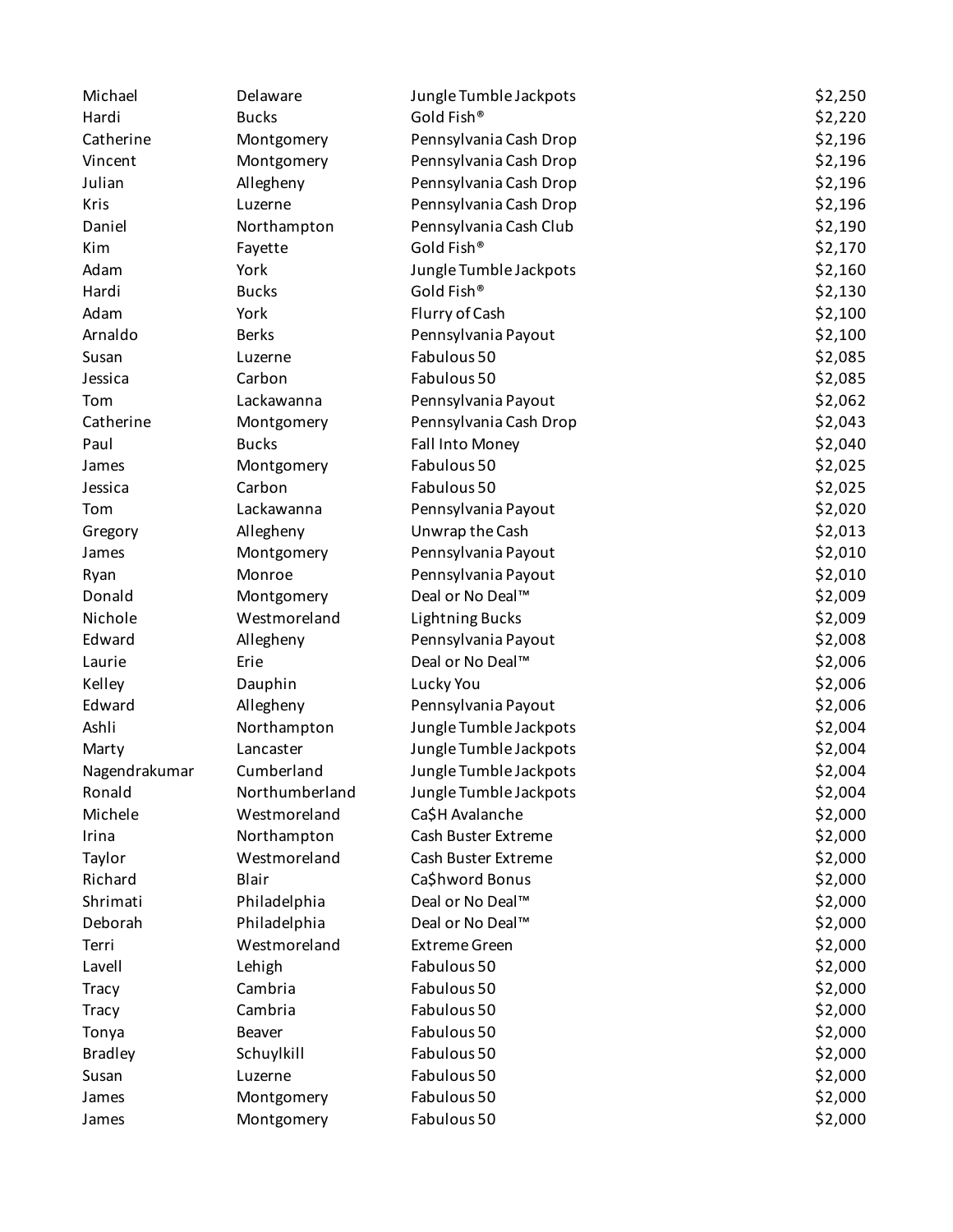| | | | |
|---|---|---|---|
| Michael | Delaware | Jungle Tumble Jackpots | $2,250 |
| Hardi | Bucks | Gold Fish® | $2,220 |
| Catherine | Montgomery | Pennsylvania Cash Drop | $2,196 |
| Vincent | Montgomery | Pennsylvania Cash Drop | $2,196 |
| Julian | Allegheny | Pennsylvania Cash Drop | $2,196 |
| Kris | Luzerne | Pennsylvania Cash Drop | $2,196 |
| Daniel | Northampton | Pennsylvania Cash Club | $2,190 |
| Kim | Fayette | Gold Fish® | $2,170 |
| Adam | York | Jungle Tumble Jackpots | $2,160 |
| Hardi | Bucks | Gold Fish® | $2,130 |
| Adam | York | Flurry of Cash | $2,100 |
| Arnaldo | Berks | Pennsylvania Payout | $2,100 |
| Susan | Luzerne | Fabulous 50 | $2,085 |
| Jessica | Carbon | Fabulous 50 | $2,085 |
| Tom | Lackawanna | Pennsylvania Payout | $2,062 |
| Catherine | Montgomery | Pennsylvania Cash Drop | $2,043 |
| Paul | Bucks | Fall Into Money | $2,040 |
| James | Montgomery | Fabulous 50 | $2,025 |
| Jessica | Carbon | Fabulous 50 | $2,025 |
| Tom | Lackawanna | Pennsylvania Payout | $2,020 |
| Gregory | Allegheny | Unwrap the Cash | $2,013 |
| James | Montgomery | Pennsylvania Payout | $2,010 |
| Ryan | Monroe | Pennsylvania Payout | $2,010 |
| Donald | Montgomery | Deal or No Deal™ | $2,009 |
| Nichole | Westmoreland | Lightning Bucks | $2,009 |
| Edward | Allegheny | Pennsylvania Payout | $2,008 |
| Laurie | Erie | Deal or No Deal™ | $2,006 |
| Kelley | Dauphin | Lucky You | $2,006 |
| Edward | Allegheny | Pennsylvania Payout | $2,006 |
| Ashli | Northampton | Jungle Tumble Jackpots | $2,004 |
| Marty | Lancaster | Jungle Tumble Jackpots | $2,004 |
| Nagendrakumar | Cumberland | Jungle Tumble Jackpots | $2,004 |
| Ronald | Northumberland | Jungle Tumble Jackpots | $2,004 |
| Michele | Westmoreland | Ca$H Avalanche | $2,000 |
| Irina | Northampton | Cash Buster Extreme | $2,000 |
| Taylor | Westmoreland | Cash Buster Extreme | $2,000 |
| Richard | Blair | Ca$hword Bonus | $2,000 |
| Shrimati | Philadelphia | Deal or No Deal™ | $2,000 |
| Deborah | Philadelphia | Deal or No Deal™ | $2,000 |
| Terri | Westmoreland | Extreme Green | $2,000 |
| Lavell | Lehigh | Fabulous 50 | $2,000 |
| Tracy | Cambria | Fabulous 50 | $2,000 |
| Tracy | Cambria | Fabulous 50 | $2,000 |
| Tonya | Beaver | Fabulous 50 | $2,000 |
| Bradley | Schuylkill | Fabulous 50 | $2,000 |
| Susan | Luzerne | Fabulous 50 | $2,000 |
| James | Montgomery | Fabulous 50 | $2,000 |
| James | Montgomery | Fabulous 50 | $2,000 |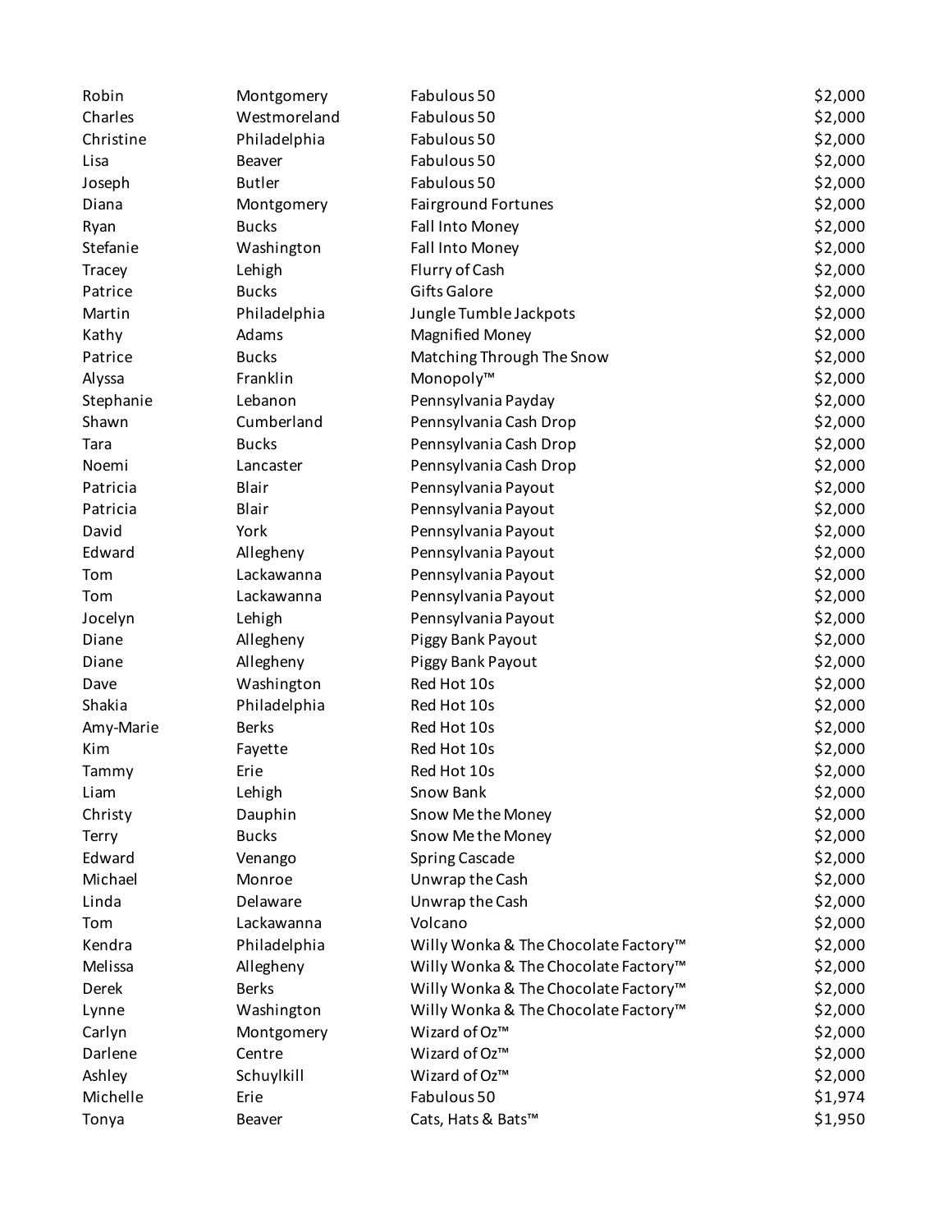| | | | |
|---|---|---|---|
| Robin | Montgomery | Fabulous 50 | $2,000 |
| Charles | Westmoreland | Fabulous 50 | $2,000 |
| Christine | Philadelphia | Fabulous 50 | $2,000 |
| Lisa | Beaver | Fabulous 50 | $2,000 |
| Joseph | Butler | Fabulous 50 | $2,000 |
| Diana | Montgomery | Fairground Fortunes | $2,000 |
| Ryan | Bucks | Fall Into Money | $2,000 |
| Stefanie | Washington | Fall Into Money | $2,000 |
| Tracey | Lehigh | Flurry of Cash | $2,000 |
| Patrice | Bucks | Gifts Galore | $2,000 |
| Martin | Philadelphia | Jungle Tumble Jackpots | $2,000 |
| Kathy | Adams | Magnified Money | $2,000 |
| Patrice | Bucks | Matching Through The Snow | $2,000 |
| Alyssa | Franklin | Monopoly™ | $2,000 |
| Stephanie | Lebanon | Pennsylvania Payday | $2,000 |
| Shawn | Cumberland | Pennsylvania Cash Drop | $2,000 |
| Tara | Bucks | Pennsylvania Cash Drop | $2,000 |
| Noemi | Lancaster | Pennsylvania Cash Drop | $2,000 |
| Patricia | Blair | Pennsylvania Payout | $2,000 |
| Patricia | Blair | Pennsylvania Payout | $2,000 |
| David | York | Pennsylvania Payout | $2,000 |
| Edward | Allegheny | Pennsylvania Payout | $2,000 |
| Tom | Lackawanna | Pennsylvania Payout | $2,000 |
| Tom | Lackawanna | Pennsylvania Payout | $2,000 |
| Jocelyn | Lehigh | Pennsylvania Payout | $2,000 |
| Diane | Allegheny | Piggy Bank Payout | $2,000 |
| Diane | Allegheny | Piggy Bank Payout | $2,000 |
| Dave | Washington | Red Hot 10s | $2,000 |
| Shakia | Philadelphia | Red Hot 10s | $2,000 |
| Amy-Marie | Berks | Red Hot 10s | $2,000 |
| Kim | Fayette | Red Hot 10s | $2,000 |
| Tammy | Erie | Red Hot 10s | $2,000 |
| Liam | Lehigh | Snow Bank | $2,000 |
| Christy | Dauphin | Snow Me the Money | $2,000 |
| Terry | Bucks | Snow Me the Money | $2,000 |
| Edward | Venango | Spring Cascade | $2,000 |
| Michael | Monroe | Unwrap the Cash | $2,000 |
| Linda | Delaware | Unwrap the Cash | $2,000 |
| Tom | Lackawanna | Volcano | $2,000 |
| Kendra | Philadelphia | Willy Wonka & The Chocolate Factory™ | $2,000 |
| Melissa | Allegheny | Willy Wonka & The Chocolate Factory™ | $2,000 |
| Derek | Berks | Willy Wonka & The Chocolate Factory™ | $2,000 |
| Lynne | Washington | Willy Wonka & The Chocolate Factory™ | $2,000 |
| Carlyn | Montgomery | Wizard of Oz™ | $2,000 |
| Darlene | Centre | Wizard of Oz™ | $2,000 |
| Ashley | Schuylkill | Wizard of Oz™ | $2,000 |
| Michelle | Erie | Fabulous 50 | $1,974 |
| Tonya | Beaver | Cats, Hats & Bats™ | $1,950 |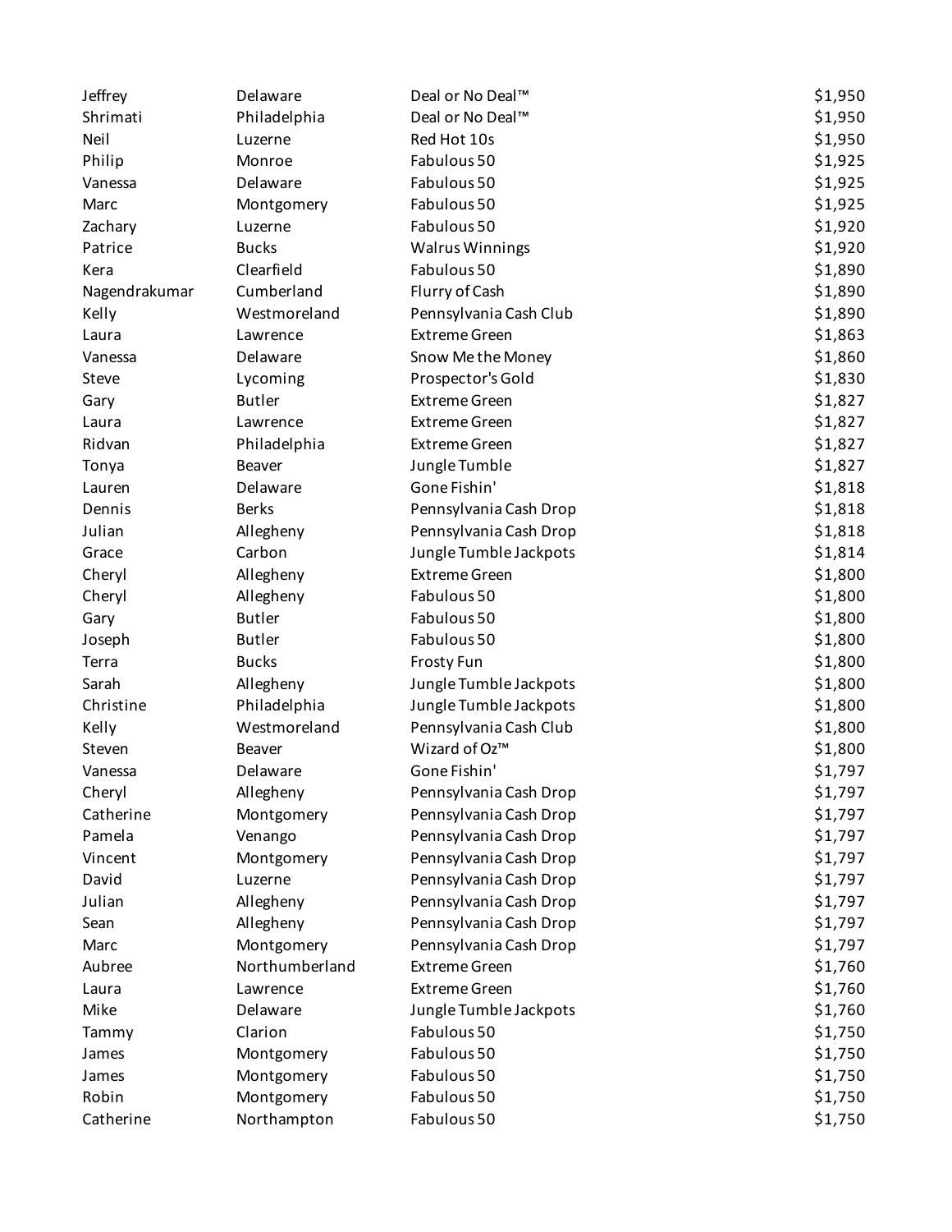| | | | |
|---|---|---|---|
| Jeffrey | Delaware | Deal or No Deal™ | $1,950 |
| Shrimati | Philadelphia | Deal or No Deal™ | $1,950 |
| Neil | Luzerne | Red Hot 10s | $1,950 |
| Philip | Monroe | Fabulous 50 | $1,925 |
| Vanessa | Delaware | Fabulous 50 | $1,925 |
| Marc | Montgomery | Fabulous 50 | $1,925 |
| Zachary | Luzerne | Fabulous 50 | $1,920 |
| Patrice | Bucks | Walrus Winnings | $1,920 |
| Kera | Clearfield | Fabulous 50 | $1,890 |
| Nagendrakumar | Cumberland | Flurry of Cash | $1,890 |
| Kelly | Westmoreland | Pennsylvania Cash Club | $1,890 |
| Laura | Lawrence | Extreme Green | $1,863 |
| Vanessa | Delaware | Snow Me the Money | $1,860 |
| Steve | Lycoming | Prospector's Gold | $1,830 |
| Gary | Butler | Extreme Green | $1,827 |
| Laura | Lawrence | Extreme Green | $1,827 |
| Ridvan | Philadelphia | Extreme Green | $1,827 |
| Tonya | Beaver | Jungle Tumble | $1,827 |
| Lauren | Delaware | Gone Fishin' | $1,818 |
| Dennis | Berks | Pennsylvania Cash Drop | $1,818 |
| Julian | Allegheny | Pennsylvania Cash Drop | $1,818 |
| Grace | Carbon | Jungle Tumble Jackpots | $1,814 |
| Cheryl | Allegheny | Extreme Green | $1,800 |
| Cheryl | Allegheny | Fabulous 50 | $1,800 |
| Gary | Butler | Fabulous 50 | $1,800 |
| Joseph | Butler | Fabulous 50 | $1,800 |
| Terra | Bucks | Frosty Fun | $1,800 |
| Sarah | Allegheny | Jungle Tumble Jackpots | $1,800 |
| Christine | Philadelphia | Jungle Tumble Jackpots | $1,800 |
| Kelly | Westmoreland | Pennsylvania Cash Club | $1,800 |
| Steven | Beaver | Wizard of Oz™ | $1,800 |
| Vanessa | Delaware | Gone Fishin' | $1,797 |
| Cheryl | Allegheny | Pennsylvania Cash Drop | $1,797 |
| Catherine | Montgomery | Pennsylvania Cash Drop | $1,797 |
| Pamela | Venango | Pennsylvania Cash Drop | $1,797 |
| Vincent | Montgomery | Pennsylvania Cash Drop | $1,797 |
| David | Luzerne | Pennsylvania Cash Drop | $1,797 |
| Julian | Allegheny | Pennsylvania Cash Drop | $1,797 |
| Sean | Allegheny | Pennsylvania Cash Drop | $1,797 |
| Marc | Montgomery | Pennsylvania Cash Drop | $1,797 |
| Aubree | Northumberland | Extreme Green | $1,760 |
| Laura | Lawrence | Extreme Green | $1,760 |
| Mike | Delaware | Jungle Tumble Jackpots | $1,760 |
| Tammy | Clarion | Fabulous 50 | $1,750 |
| James | Montgomery | Fabulous 50 | $1,750 |
| James | Montgomery | Fabulous 50 | $1,750 |
| Robin | Montgomery | Fabulous 50 | $1,750 |
| Catherine | Northampton | Fabulous 50 | $1,750 |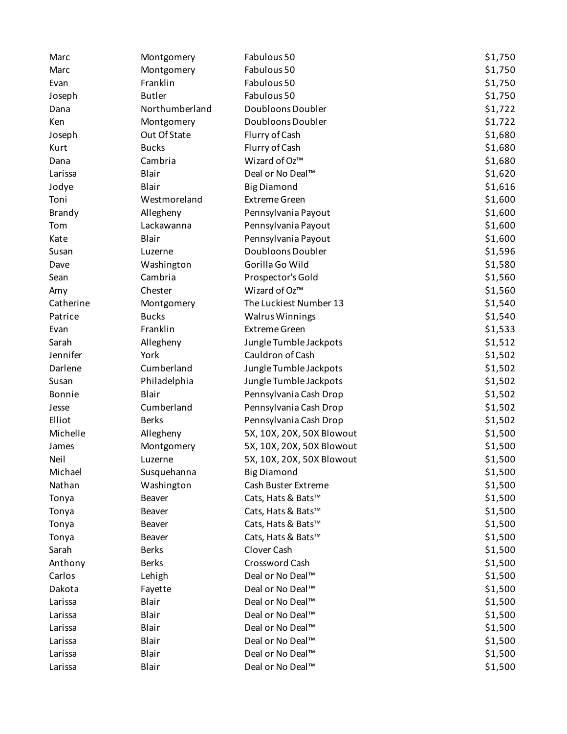| | | | |
|---|---|---|---|
| Marc | Montgomery | Fabulous 50 | $1,750 |
| Marc | Montgomery | Fabulous 50 | $1,750 |
| Evan | Franklin | Fabulous 50 | $1,750 |
| Joseph | Butler | Fabulous 50 | $1,750 |
| Dana | Northumberland | Doubloons Doubler | $1,722 |
| Ken | Montgomery | Doubloons Doubler | $1,722 |
| Joseph | Out Of State | Flurry of Cash | $1,680 |
| Kurt | Bucks | Flurry of Cash | $1,680 |
| Dana | Cambria | Wizard of Oz™ | $1,680 |
| Larissa | Blair | Deal or No Deal™ | $1,620 |
| Jodye | Blair | Big Diamond | $1,616 |
| Toni | Westmoreland | Extreme Green | $1,600 |
| Brandy | Allegheny | Pennsylvania Payout | $1,600 |
| Tom | Lackawanna | Pennsylvania Payout | $1,600 |
| Kate | Blair | Pennsylvania Payout | $1,600 |
| Susan | Luzerne | Doubloons Doubler | $1,596 |
| Dave | Washington | Gorilla Go Wild | $1,580 |
| Sean | Cambria | Prospector's Gold | $1,560 |
| Amy | Chester | Wizard of Oz™ | $1,560 |
| Catherine | Montgomery | The Luckiest Number 13 | $1,540 |
| Patrice | Bucks | Walrus Winnings | $1,540 |
| Evan | Franklin | Extreme Green | $1,533 |
| Sarah | Allegheny | Jungle Tumble Jackpots | $1,512 |
| Jennifer | York | Cauldron of Cash | $1,502 |
| Darlene | Cumberland | Jungle Tumble Jackpots | $1,502 |
| Susan | Philadelphia | Jungle Tumble Jackpots | $1,502 |
| Bonnie | Blair | Pennsylvania Cash Drop | $1,502 |
| Jesse | Cumberland | Pennsylvania Cash Drop | $1,502 |
| Elliot | Berks | Pennsylvania Cash Drop | $1,502 |
| Michelle | Allegheny | 5X, 10X, 20X, 50X Blowout | $1,500 |
| James | Montgomery | 5X, 10X, 20X, 50X Blowout | $1,500 |
| Neil | Luzerne | 5X, 10X, 20X, 50X Blowout | $1,500 |
| Michael | Susquehanna | Big Diamond | $1,500 |
| Nathan | Washington | Cash Buster Extreme | $1,500 |
| Tonya | Beaver | Cats, Hats & Bats™ | $1,500 |
| Tonya | Beaver | Cats, Hats & Bats™ | $1,500 |
| Tonya | Beaver | Cats, Hats & Bats™ | $1,500 |
| Tonya | Beaver | Cats, Hats & Bats™ | $1,500 |
| Sarah | Berks | Clover Cash | $1,500 |
| Anthony | Berks | Crossword Cash | $1,500 |
| Carlos | Lehigh | Deal or No Deal™ | $1,500 |
| Dakota | Fayette | Deal or No Deal™ | $1,500 |
| Larissa | Blair | Deal or No Deal™ | $1,500 |
| Larissa | Blair | Deal or No Deal™ | $1,500 |
| Larissa | Blair | Deal or No Deal™ | $1,500 |
| Larissa | Blair | Deal or No Deal™ | $1,500 |
| Larissa | Blair | Deal or No Deal™ | $1,500 |
| Larissa | Blair | Deal or No Deal™ | $1,500 |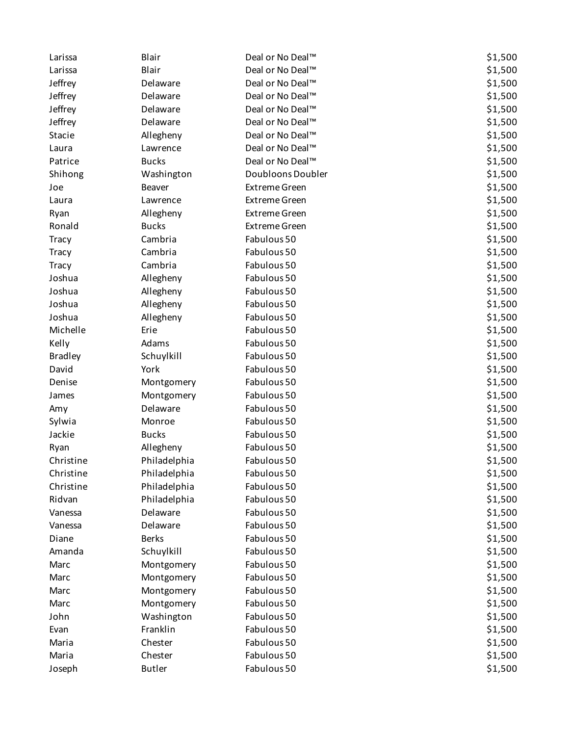| | | | |
|---|---|---|---|
| Larissa | Blair | Deal or No Deal™ | $1,500 |
| Larissa | Blair | Deal or No Deal™ | $1,500 |
| Jeffrey | Delaware | Deal or No Deal™ | $1,500 |
| Jeffrey | Delaware | Deal or No Deal™ | $1,500 |
| Jeffrey | Delaware | Deal or No Deal™ | $1,500 |
| Jeffrey | Delaware | Deal or No Deal™ | $1,500 |
| Stacie | Allegheny | Deal or No Deal™ | $1,500 |
| Laura | Lawrence | Deal or No Deal™ | $1,500 |
| Patrice | Bucks | Deal or No Deal™ | $1,500 |
| Shihong | Washington | Doubloons Doubler | $1,500 |
| Joe | Beaver | Extreme Green | $1,500 |
| Laura | Lawrence | Extreme Green | $1,500 |
| Ryan | Allegheny | Extreme Green | $1,500 |
| Ronald | Bucks | Extreme Green | $1,500 |
| Tracy | Cambria | Fabulous 50 | $1,500 |
| Tracy | Cambria | Fabulous 50 | $1,500 |
| Tracy | Cambria | Fabulous 50 | $1,500 |
| Joshua | Allegheny | Fabulous 50 | $1,500 |
| Joshua | Allegheny | Fabulous 50 | $1,500 |
| Joshua | Allegheny | Fabulous 50 | $1,500 |
| Joshua | Allegheny | Fabulous 50 | $1,500 |
| Michelle | Erie | Fabulous 50 | $1,500 |
| Kelly | Adams | Fabulous 50 | $1,500 |
| Bradley | Schuylkill | Fabulous 50 | $1,500 |
| David | York | Fabulous 50 | $1,500 |
| Denise | Montgomery | Fabulous 50 | $1,500 |
| James | Montgomery | Fabulous 50 | $1,500 |
| Amy | Delaware | Fabulous 50 | $1,500 |
| Sylwia | Monroe | Fabulous 50 | $1,500 |
| Jackie | Bucks | Fabulous 50 | $1,500 |
| Ryan | Allegheny | Fabulous 50 | $1,500 |
| Christine | Philadelphia | Fabulous 50 | $1,500 |
| Christine | Philadelphia | Fabulous 50 | $1,500 |
| Christine | Philadelphia | Fabulous 50 | $1,500 |
| Ridvan | Philadelphia | Fabulous 50 | $1,500 |
| Vanessa | Delaware | Fabulous 50 | $1,500 |
| Vanessa | Delaware | Fabulous 50 | $1,500 |
| Diane | Berks | Fabulous 50 | $1,500 |
| Amanda | Schuylkill | Fabulous 50 | $1,500 |
| Marc | Montgomery | Fabulous 50 | $1,500 |
| Marc | Montgomery | Fabulous 50 | $1,500 |
| Marc | Montgomery | Fabulous 50 | $1,500 |
| Marc | Montgomery | Fabulous 50 | $1,500 |
| John | Washington | Fabulous 50 | $1,500 |
| Evan | Franklin | Fabulous 50 | $1,500 |
| Maria | Chester | Fabulous 50 | $1,500 |
| Maria | Chester | Fabulous 50 | $1,500 |
| Joseph | Butler | Fabulous 50 | $1,500 |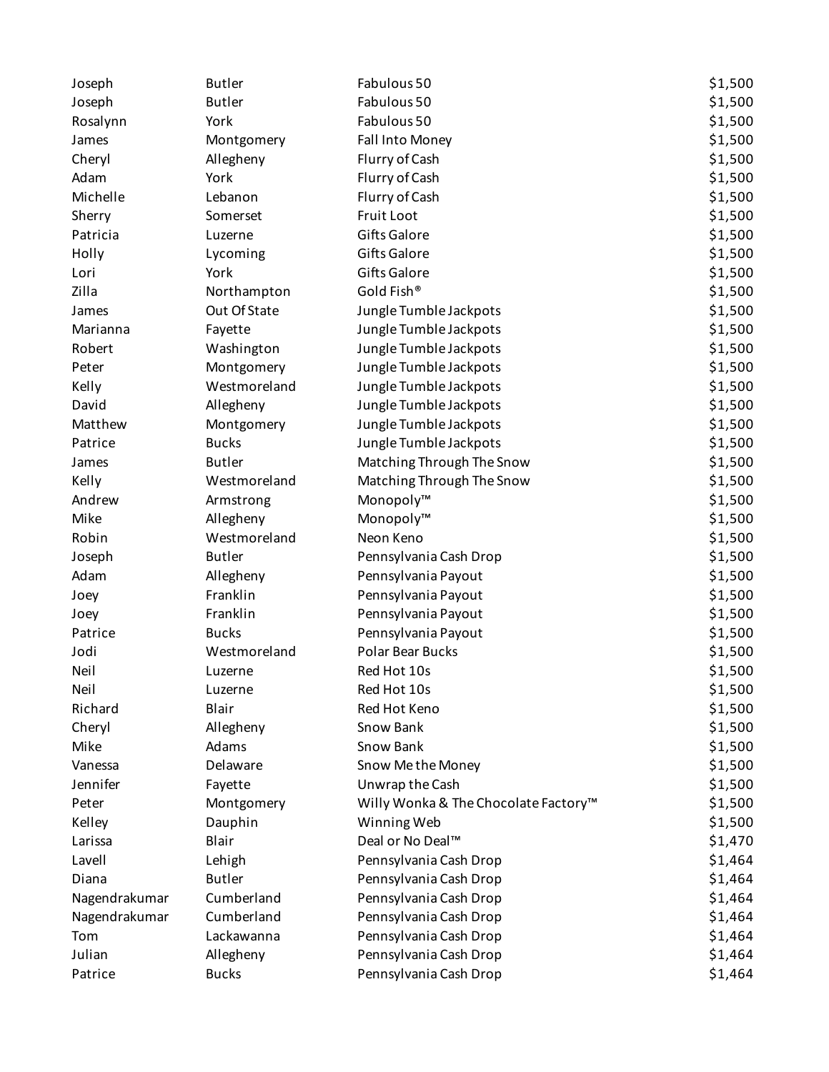| | | | |
|---|---|---|---|
| Joseph | Butler | Fabulous 50 | $1,500 |
| Joseph | Butler | Fabulous 50 | $1,500 |
| Rosalynn | York | Fabulous 50 | $1,500 |
| James | Montgomery | Fall Into Money | $1,500 |
| Cheryl | Allegheny | Flurry of Cash | $1,500 |
| Adam | York | Flurry of Cash | $1,500 |
| Michelle | Lebanon | Flurry of Cash | $1,500 |
| Sherry | Somerset | Fruit Loot | $1,500 |
| Patricia | Luzerne | Gifts Galore | $1,500 |
| Holly | Lycoming | Gifts Galore | $1,500 |
| Lori | York | Gifts Galore | $1,500 |
| Zilla | Northampton | Gold Fish® | $1,500 |
| James | Out Of State | Jungle Tumble Jackpots | $1,500 |
| Marianna | Fayette | Jungle Tumble Jackpots | $1,500 |
| Robert | Washington | Jungle Tumble Jackpots | $1,500 |
| Peter | Montgomery | Jungle Tumble Jackpots | $1,500 |
| Kelly | Westmoreland | Jungle Tumble Jackpots | $1,500 |
| David | Allegheny | Jungle Tumble Jackpots | $1,500 |
| Matthew | Montgomery | Jungle Tumble Jackpots | $1,500 |
| Patrice | Bucks | Jungle Tumble Jackpots | $1,500 |
| James | Butler | Matching Through The Snow | $1,500 |
| Kelly | Westmoreland | Matching Through The Snow | $1,500 |
| Andrew | Armstrong | Monopoly™ | $1,500 |
| Mike | Allegheny | Monopoly™ | $1,500 |
| Robin | Westmoreland | Neon Keno | $1,500 |
| Joseph | Butler | Pennsylvania Cash Drop | $1,500 |
| Adam | Allegheny | Pennsylvania Payout | $1,500 |
| Joey | Franklin | Pennsylvania Payout | $1,500 |
| Joey | Franklin | Pennsylvania Payout | $1,500 |
| Patrice | Bucks | Pennsylvania Payout | $1,500 |
| Jodi | Westmoreland | Polar Bear Bucks | $1,500 |
| Neil | Luzerne | Red Hot 10s | $1,500 |
| Neil | Luzerne | Red Hot 10s | $1,500 |
| Richard | Blair | Red Hot Keno | $1,500 |
| Cheryl | Allegheny | Snow Bank | $1,500 |
| Mike | Adams | Snow Bank | $1,500 |
| Vanessa | Delaware | Snow Me the Money | $1,500 |
| Jennifer | Fayette | Unwrap the Cash | $1,500 |
| Peter | Montgomery | Willy Wonka & The Chocolate Factory™ | $1,500 |
| Kelley | Dauphin | Winning Web | $1,500 |
| Larissa | Blair | Deal or No Deal™ | $1,470 |
| Lavell | Lehigh | Pennsylvania Cash Drop | $1,464 |
| Diana | Butler | Pennsylvania Cash Drop | $1,464 |
| Nagendrakumar | Cumberland | Pennsylvania Cash Drop | $1,464 |
| Nagendrakumar | Cumberland | Pennsylvania Cash Drop | $1,464 |
| Tom | Lackawanna | Pennsylvania Cash Drop | $1,464 |
| Julian | Allegheny | Pennsylvania Cash Drop | $1,464 |
| Patrice | Bucks | Pennsylvania Cash Drop | $1,464 |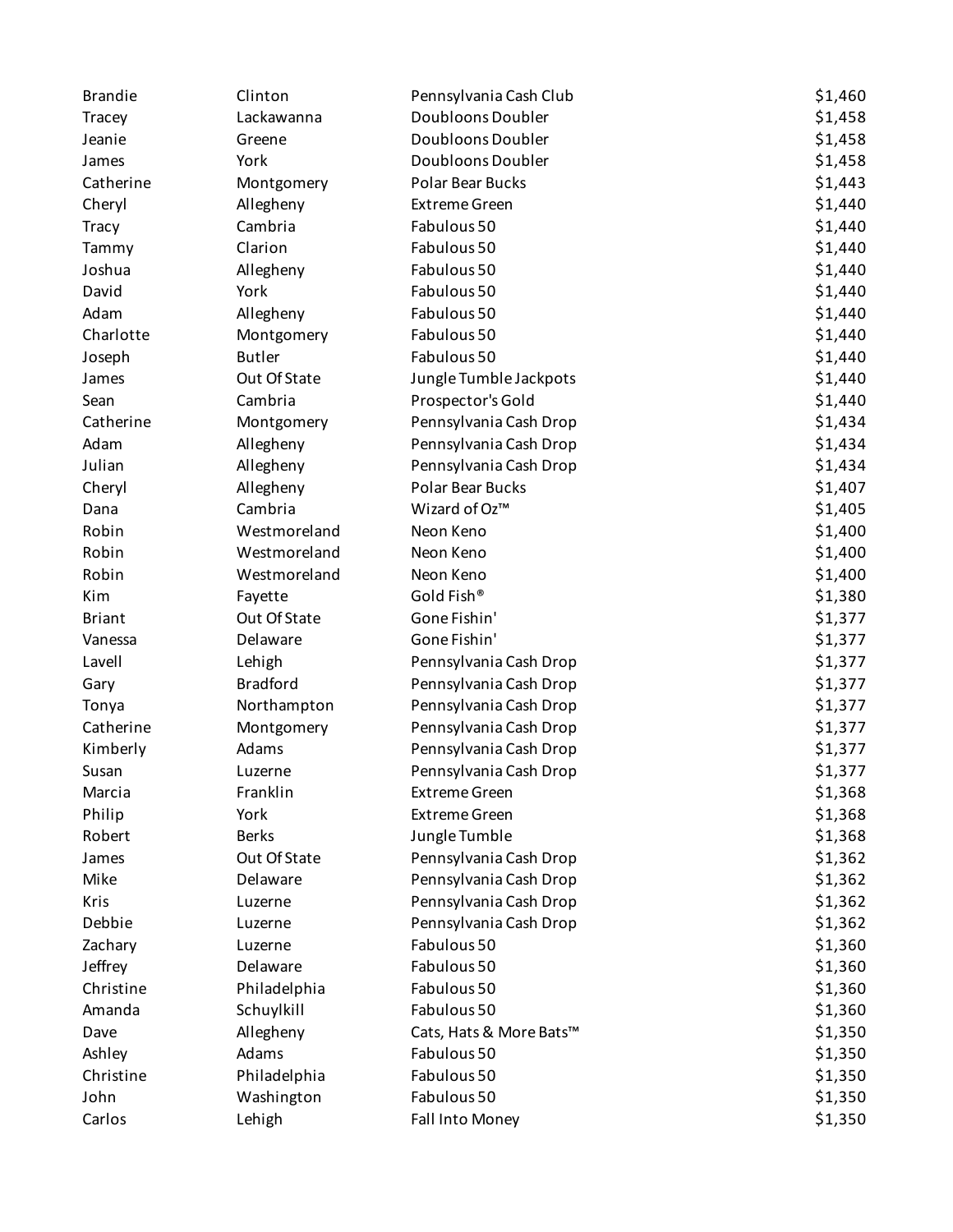| | | | |
|---|---|---|---|
| Brandie | Clinton | Pennsylvania Cash Club | $1,460 |
| Tracey | Lackawanna | Doubloons Doubler | $1,458 |
| Jeanie | Greene | Doubloons Doubler | $1,458 |
| James | York | Doubloons Doubler | $1,458 |
| Catherine | Montgomery | Polar Bear Bucks | $1,443 |
| Cheryl | Allegheny | Extreme Green | $1,440 |
| Tracy | Cambria | Fabulous 50 | $1,440 |
| Tammy | Clarion | Fabulous 50 | $1,440 |
| Joshua | Allegheny | Fabulous 50 | $1,440 |
| David | York | Fabulous 50 | $1,440 |
| Adam | Allegheny | Fabulous 50 | $1,440 |
| Charlotte | Montgomery | Fabulous 50 | $1,440 |
| Joseph | Butler | Fabulous 50 | $1,440 |
| James | Out Of State | Jungle Tumble Jackpots | $1,440 |
| Sean | Cambria | Prospector's Gold | $1,440 |
| Catherine | Montgomery | Pennsylvania Cash Drop | $1,434 |
| Adam | Allegheny | Pennsylvania Cash Drop | $1,434 |
| Julian | Allegheny | Pennsylvania Cash Drop | $1,434 |
| Cheryl | Allegheny | Polar Bear Bucks | $1,407 |
| Dana | Cambria | Wizard of Oz™ | $1,405 |
| Robin | Westmoreland | Neon Keno | $1,400 |
| Robin | Westmoreland | Neon Keno | $1,400 |
| Robin | Westmoreland | Neon Keno | $1,400 |
| Kim | Fayette | Gold Fish® | $1,380 |
| Briant | Out Of State | Gone Fishin' | $1,377 |
| Vanessa | Delaware | Gone Fishin' | $1,377 |
| Lavell | Lehigh | Pennsylvania Cash Drop | $1,377 |
| Gary | Bradford | Pennsylvania Cash Drop | $1,377 |
| Tonya | Northampton | Pennsylvania Cash Drop | $1,377 |
| Catherine | Montgomery | Pennsylvania Cash Drop | $1,377 |
| Kimberly | Adams | Pennsylvania Cash Drop | $1,377 |
| Susan | Luzerne | Pennsylvania Cash Drop | $1,377 |
| Marcia | Franklin | Extreme Green | $1,368 |
| Philip | York | Extreme Green | $1,368 |
| Robert | Berks | Jungle Tumble | $1,368 |
| James | Out Of State | Pennsylvania Cash Drop | $1,362 |
| Mike | Delaware | Pennsylvania Cash Drop | $1,362 |
| Kris | Luzerne | Pennsylvania Cash Drop | $1,362 |
| Debbie | Luzerne | Pennsylvania Cash Drop | $1,362 |
| Zachary | Luzerne | Fabulous 50 | $1,360 |
| Jeffrey | Delaware | Fabulous 50 | $1,360 |
| Christine | Philadelphia | Fabulous 50 | $1,360 |
| Amanda | Schuylkill | Fabulous 50 | $1,360 |
| Dave | Allegheny | Cats, Hats & More Bats™ | $1,350 |
| Ashley | Adams | Fabulous 50 | $1,350 |
| Christine | Philadelphia | Fabulous 50 | $1,350 |
| John | Washington | Fabulous 50 | $1,350 |
| Carlos | Lehigh | Fall Into Money | $1,350 |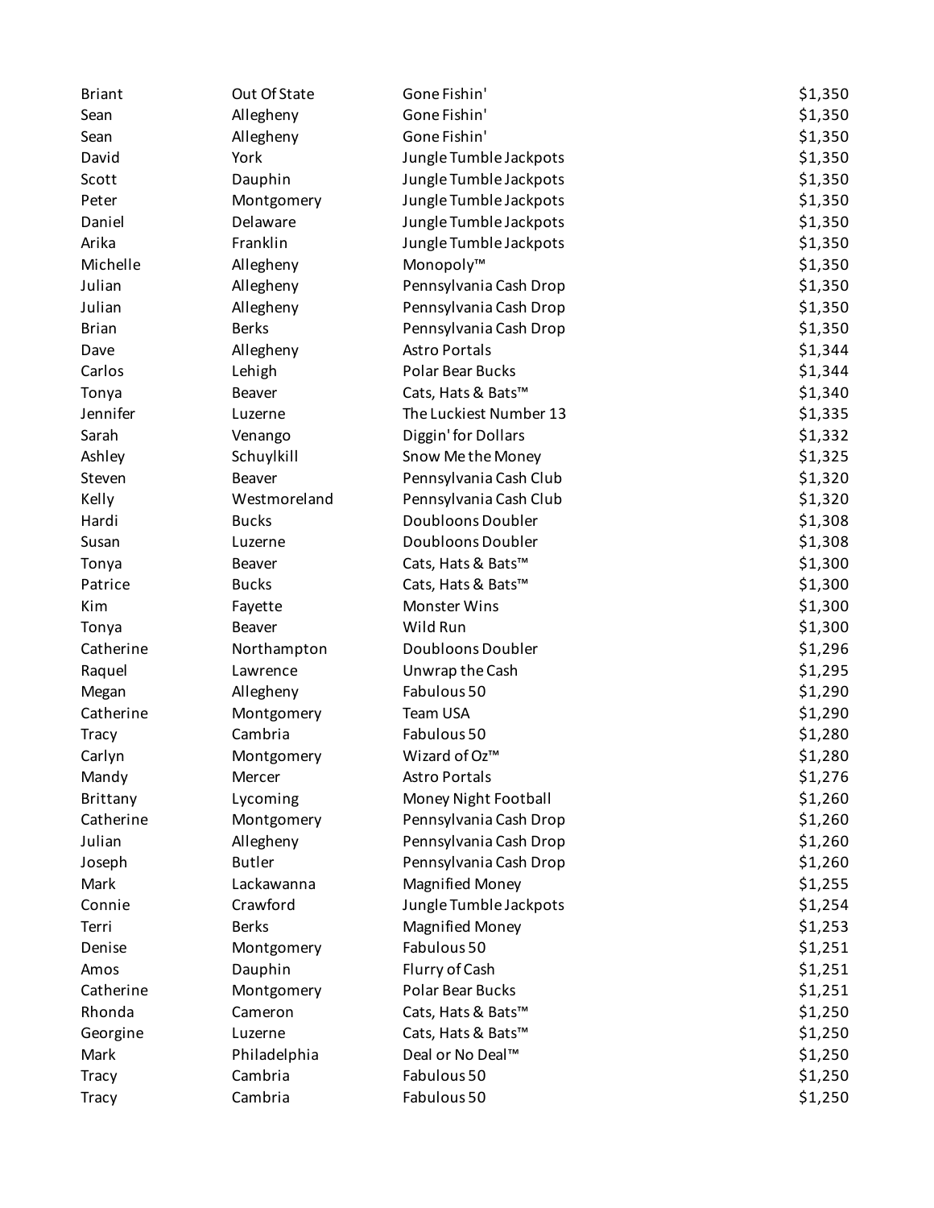| | | | |
|---|---|---|---|
| Briant | Out Of State | Gone Fishin' | $1,350 |
| Sean | Allegheny | Gone Fishin' | $1,350 |
| Sean | Allegheny | Gone Fishin' | $1,350 |
| David | York | Jungle Tumble Jackpots | $1,350 |
| Scott | Dauphin | Jungle Tumble Jackpots | $1,350 |
| Peter | Montgomery | Jungle Tumble Jackpots | $1,350 |
| Daniel | Delaware | Jungle Tumble Jackpots | $1,350 |
| Arika | Franklin | Jungle Tumble Jackpots | $1,350 |
| Michelle | Allegheny | Monopoly™ | $1,350 |
| Julian | Allegheny | Pennsylvania Cash Drop | $1,350 |
| Julian | Allegheny | Pennsylvania Cash Drop | $1,350 |
| Brian | Berks | Pennsylvania Cash Drop | $1,350 |
| Dave | Allegheny | Astro Portals | $1,344 |
| Carlos | Lehigh | Polar Bear Bucks | $1,344 |
| Tonya | Beaver | Cats, Hats & Bats™ | $1,340 |
| Jennifer | Luzerne | The Luckiest Number 13 | $1,335 |
| Sarah | Venango | Diggin' for Dollars | $1,332 |
| Ashley | Schuylkill | Snow Me the Money | $1,325 |
| Steven | Beaver | Pennsylvania Cash Club | $1,320 |
| Kelly | Westmoreland | Pennsylvania Cash Club | $1,320 |
| Hardi | Bucks | Doubloons Doubler | $1,308 |
| Susan | Luzerne | Doubloons Doubler | $1,308 |
| Tonya | Beaver | Cats, Hats & Bats™ | $1,300 |
| Patrice | Bucks | Cats, Hats & Bats™ | $1,300 |
| Kim | Fayette | Monster Wins | $1,300 |
| Tonya | Beaver | Wild Run | $1,300 |
| Catherine | Northampton | Doubloons Doubler | $1,296 |
| Raquel | Lawrence | Unwrap the Cash | $1,295 |
| Megan | Allegheny | Fabulous 50 | $1,290 |
| Catherine | Montgomery | Team USA | $1,290 |
| Tracy | Cambria | Fabulous 50 | $1,280 |
| Carlyn | Montgomery | Wizard of Oz™ | $1,280 |
| Mandy | Mercer | Astro Portals | $1,276 |
| Brittany | Lycoming | Money Night Football | $1,260 |
| Catherine | Montgomery | Pennsylvania Cash Drop | $1,260 |
| Julian | Allegheny | Pennsylvania Cash Drop | $1,260 |
| Joseph | Butler | Pennsylvania Cash Drop | $1,260 |
| Mark | Lackawanna | Magnified Money | $1,255 |
| Connie | Crawford | Jungle Tumble Jackpots | $1,254 |
| Terri | Berks | Magnified Money | $1,253 |
| Denise | Montgomery | Fabulous 50 | $1,251 |
| Amos | Dauphin | Flurry of Cash | $1,251 |
| Catherine | Montgomery | Polar Bear Bucks | $1,251 |
| Rhonda | Cameron | Cats, Hats & Bats™ | $1,250 |
| Georgine | Luzerne | Cats, Hats & Bats™ | $1,250 |
| Mark | Philadelphia | Deal or No Deal™ | $1,250 |
| Tracy | Cambria | Fabulous 50 | $1,250 |
| Tracy | Cambria | Fabulous 50 | $1,250 |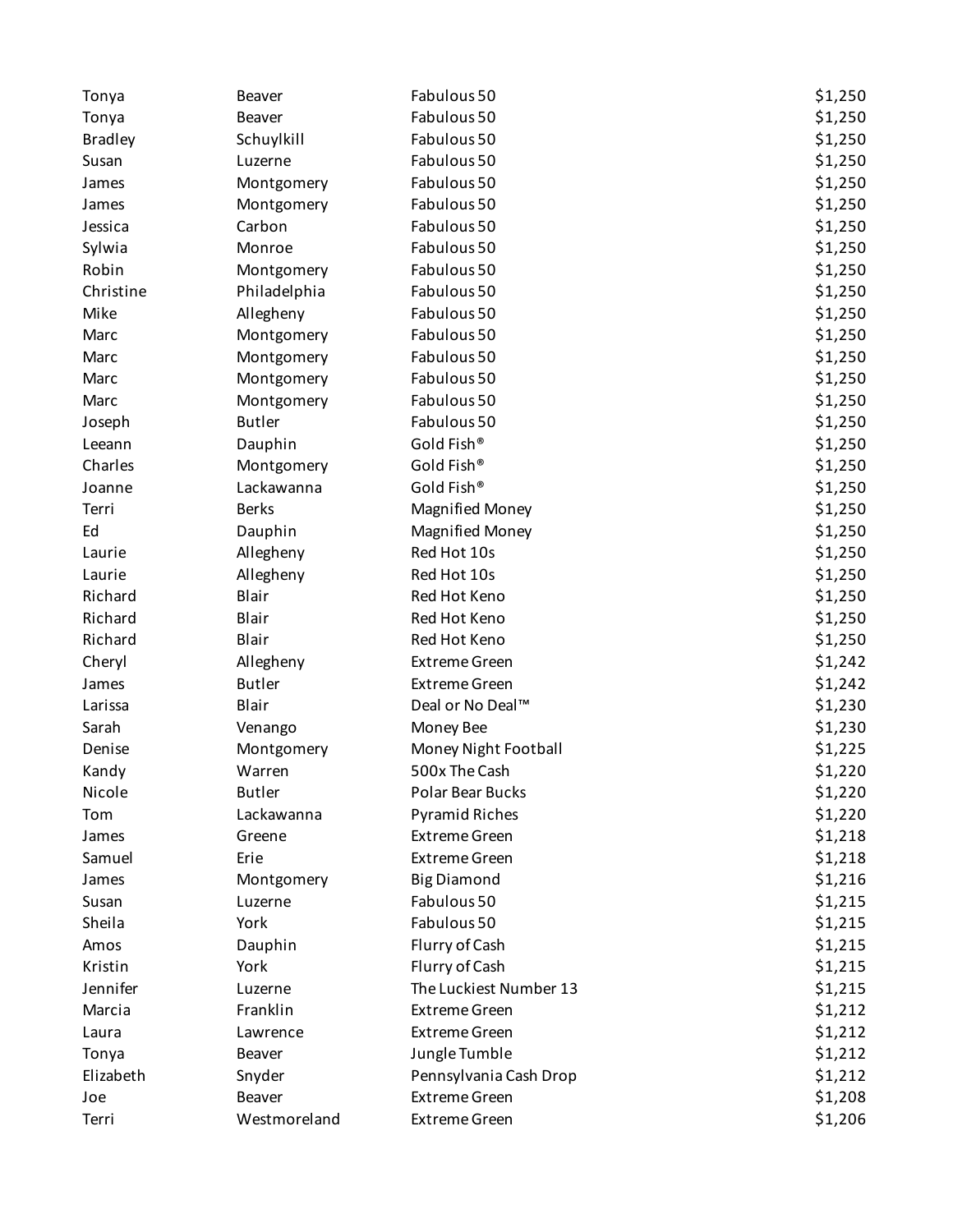| | | | |
|---|---|---|---|
| Tonya | Beaver | Fabulous 50 | $1,250 |
| Tonya | Beaver | Fabulous 50 | $1,250 |
| Bradley | Schuylkill | Fabulous 50 | $1,250 |
| Susan | Luzerne | Fabulous 50 | $1,250 |
| James | Montgomery | Fabulous 50 | $1,250 |
| James | Montgomery | Fabulous 50 | $1,250 |
| Jessica | Carbon | Fabulous 50 | $1,250 |
| Sylwia | Monroe | Fabulous 50 | $1,250 |
| Robin | Montgomery | Fabulous 50 | $1,250 |
| Christine | Philadelphia | Fabulous 50 | $1,250 |
| Mike | Allegheny | Fabulous 50 | $1,250 |
| Marc | Montgomery | Fabulous 50 | $1,250 |
| Marc | Montgomery | Fabulous 50 | $1,250 |
| Marc | Montgomery | Fabulous 50 | $1,250 |
| Marc | Montgomery | Fabulous 50 | $1,250 |
| Joseph | Butler | Fabulous 50 | $1,250 |
| Leeann | Dauphin | Gold Fish® | $1,250 |
| Charles | Montgomery | Gold Fish® | $1,250 |
| Joanne | Lackawanna | Gold Fish® | $1,250 |
| Terri | Berks | Magnified Money | $1,250 |
| Ed | Dauphin | Magnified Money | $1,250 |
| Laurie | Allegheny | Red Hot 10s | $1,250 |
| Laurie | Allegheny | Red Hot 10s | $1,250 |
| Richard | Blair | Red Hot Keno | $1,250 |
| Richard | Blair | Red Hot Keno | $1,250 |
| Richard | Blair | Red Hot Keno | $1,250 |
| Cheryl | Allegheny | Extreme Green | $1,242 |
| James | Butler | Extreme Green | $1,242 |
| Larissa | Blair | Deal or No Deal™ | $1,230 |
| Sarah | Venango | Money Bee | $1,230 |
| Denise | Montgomery | Money Night Football | $1,225 |
| Kandy | Warren | 500x The Cash | $1,220 |
| Nicole | Butler | Polar Bear Bucks | $1,220 |
| Tom | Lackawanna | Pyramid Riches | $1,220 |
| James | Greene | Extreme Green | $1,218 |
| Samuel | Erie | Extreme Green | $1,218 |
| James | Montgomery | Big Diamond | $1,216 |
| Susan | Luzerne | Fabulous 50 | $1,215 |
| Sheila | York | Fabulous 50 | $1,215 |
| Amos | Dauphin | Flurry of Cash | $1,215 |
| Kristin | York | Flurry of Cash | $1,215 |
| Jennifer | Luzerne | The Luckiest Number 13 | $1,215 |
| Marcia | Franklin | Extreme Green | $1,212 |
| Laura | Lawrence | Extreme Green | $1,212 |
| Tonya | Beaver | Jungle Tumble | $1,212 |
| Elizabeth | Snyder | Pennsylvania Cash Drop | $1,212 |
| Joe | Beaver | Extreme Green | $1,208 |
| Terri | Westmoreland | Extreme Green | $1,206 |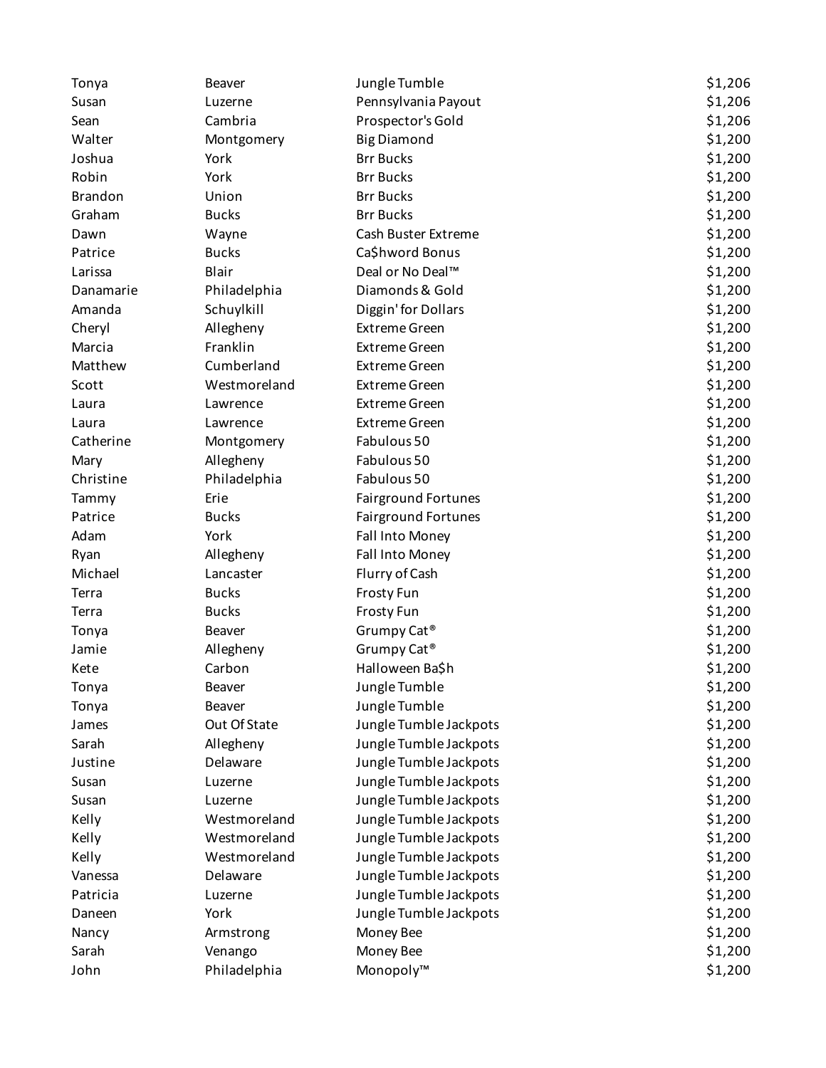| | | | |
|---|---|---|---|
| Tonya | Beaver | Jungle Tumble | $1,206 |
| Susan | Luzerne | Pennsylvania Payout | $1,206 |
| Sean | Cambria | Prospector's Gold | $1,206 |
| Walter | Montgomery | Big Diamond | $1,200 |
| Joshua | York | Brr Bucks | $1,200 |
| Robin | York | Brr Bucks | $1,200 |
| Brandon | Union | Brr Bucks | $1,200 |
| Graham | Bucks | Brr Bucks | $1,200 |
| Dawn | Wayne | Cash Buster Extreme | $1,200 |
| Patrice | Bucks | Ca$hword Bonus | $1,200 |
| Larissa | Blair | Deal or No Deal™ | $1,200 |
| Danamarie | Philadelphia | Diamonds & Gold | $1,200 |
| Amanda | Schuylkill | Diggin' for Dollars | $1,200 |
| Cheryl | Allegheny | Extreme Green | $1,200 |
| Marcia | Franklin | Extreme Green | $1,200 |
| Matthew | Cumberland | Extreme Green | $1,200 |
| Scott | Westmoreland | Extreme Green | $1,200 |
| Laura | Lawrence | Extreme Green | $1,200 |
| Laura | Lawrence | Extreme Green | $1,200 |
| Catherine | Montgomery | Fabulous 50 | $1,200 |
| Mary | Allegheny | Fabulous 50 | $1,200 |
| Christine | Philadelphia | Fabulous 50 | $1,200 |
| Tammy | Erie | Fairground Fortunes | $1,200 |
| Patrice | Bucks | Fairground Fortunes | $1,200 |
| Adam | York | Fall Into Money | $1,200 |
| Ryan | Allegheny | Fall Into Money | $1,200 |
| Michael | Lancaster | Flurry of Cash | $1,200 |
| Terra | Bucks | Frosty Fun | $1,200 |
| Terra | Bucks | Frosty Fun | $1,200 |
| Tonya | Beaver | Grumpy Cat® | $1,200 |
| Jamie | Allegheny | Grumpy Cat® | $1,200 |
| Kete | Carbon | Halloween Ba$h | $1,200 |
| Tonya | Beaver | Jungle Tumble | $1,200 |
| Tonya | Beaver | Jungle Tumble | $1,200 |
| James | Out Of State | Jungle Tumble Jackpots | $1,200 |
| Sarah | Allegheny | Jungle Tumble Jackpots | $1,200 |
| Justine | Delaware | Jungle Tumble Jackpots | $1,200 |
| Susan | Luzerne | Jungle Tumble Jackpots | $1,200 |
| Susan | Luzerne | Jungle Tumble Jackpots | $1,200 |
| Kelly | Westmoreland | Jungle Tumble Jackpots | $1,200 |
| Kelly | Westmoreland | Jungle Tumble Jackpots | $1,200 |
| Kelly | Westmoreland | Jungle Tumble Jackpots | $1,200 |
| Vanessa | Delaware | Jungle Tumble Jackpots | $1,200 |
| Patricia | Luzerne | Jungle Tumble Jackpots | $1,200 |
| Daneen | York | Jungle Tumble Jackpots | $1,200 |
| Nancy | Armstrong | Money Bee | $1,200 |
| Sarah | Venango | Money Bee | $1,200 |
| John | Philadelphia | Monopoly™ | $1,200 |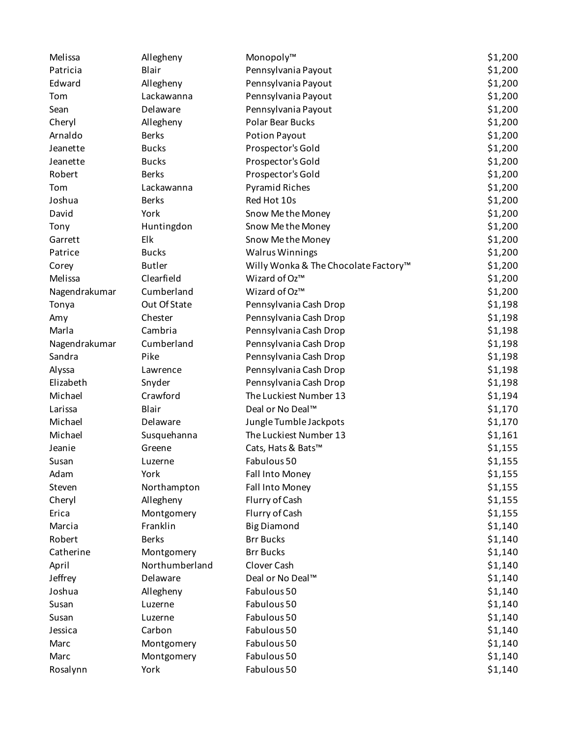| | | | |
|---|---|---|---|
| Melissa | Allegheny | Monopoly™ | $1,200 |
| Patricia | Blair | Pennsylvania Payout | $1,200 |
| Edward | Allegheny | Pennsylvania Payout | $1,200 |
| Tom | Lackawanna | Pennsylvania Payout | $1,200 |
| Sean | Delaware | Pennsylvania Payout | $1,200 |
| Cheryl | Allegheny | Polar Bear Bucks | $1,200 |
| Arnaldo | Berks | Potion Payout | $1,200 |
| Jeanette | Bucks | Prospector's Gold | $1,200 |
| Jeanette | Bucks | Prospector's Gold | $1,200 |
| Robert | Berks | Prospector's Gold | $1,200 |
| Tom | Lackawanna | Pyramid Riches | $1,200 |
| Joshua | Berks | Red Hot 10s | $1,200 |
| David | York | Snow Me the Money | $1,200 |
| Tony | Huntingdon | Snow Me the Money | $1,200 |
| Garrett | Elk | Snow Me the Money | $1,200 |
| Patrice | Bucks | Walrus Winnings | $1,200 |
| Corey | Butler | Willy Wonka & The Chocolate Factory™ | $1,200 |
| Melissa | Clearfield | Wizard of Oz™ | $1,200 |
| Nagendrakumar | Cumberland | Wizard of Oz™ | $1,200 |
| Tonya | Out Of State | Pennsylvania Cash Drop | $1,198 |
| Amy | Chester | Pennsylvania Cash Drop | $1,198 |
| Marla | Cambria | Pennsylvania Cash Drop | $1,198 |
| Nagendrakumar | Cumberland | Pennsylvania Cash Drop | $1,198 |
| Sandra | Pike | Pennsylvania Cash Drop | $1,198 |
| Alyssa | Lawrence | Pennsylvania Cash Drop | $1,198 |
| Elizabeth | Snyder | Pennsylvania Cash Drop | $1,198 |
| Michael | Crawford | The Luckiest Number 13 | $1,194 |
| Larissa | Blair | Deal or No Deal™ | $1,170 |
| Michael | Delaware | Jungle Tumble Jackpots | $1,170 |
| Michael | Susquehanna | The Luckiest Number 13 | $1,161 |
| Jeanie | Greene | Cats, Hats & Bats™ | $1,155 |
| Susan | Luzerne | Fabulous 50 | $1,155 |
| Adam | York | Fall Into Money | $1,155 |
| Steven | Northampton | Fall Into Money | $1,155 |
| Cheryl | Allegheny | Flurry of Cash | $1,155 |
| Erica | Montgomery | Flurry of Cash | $1,155 |
| Marcia | Franklin | Big Diamond | $1,140 |
| Robert | Berks | Brr Bucks | $1,140 |
| Catherine | Montgomery | Brr Bucks | $1,140 |
| April | Northumberland | Clover Cash | $1,140 |
| Jeffrey | Delaware | Deal or No Deal™ | $1,140 |
| Joshua | Allegheny | Fabulous 50 | $1,140 |
| Susan | Luzerne | Fabulous 50 | $1,140 |
| Susan | Luzerne | Fabulous 50 | $1,140 |
| Jessica | Carbon | Fabulous 50 | $1,140 |
| Marc | Montgomery | Fabulous 50 | $1,140 |
| Marc | Montgomery | Fabulous 50 | $1,140 |
| Rosalynn | York | Fabulous 50 | $1,140 |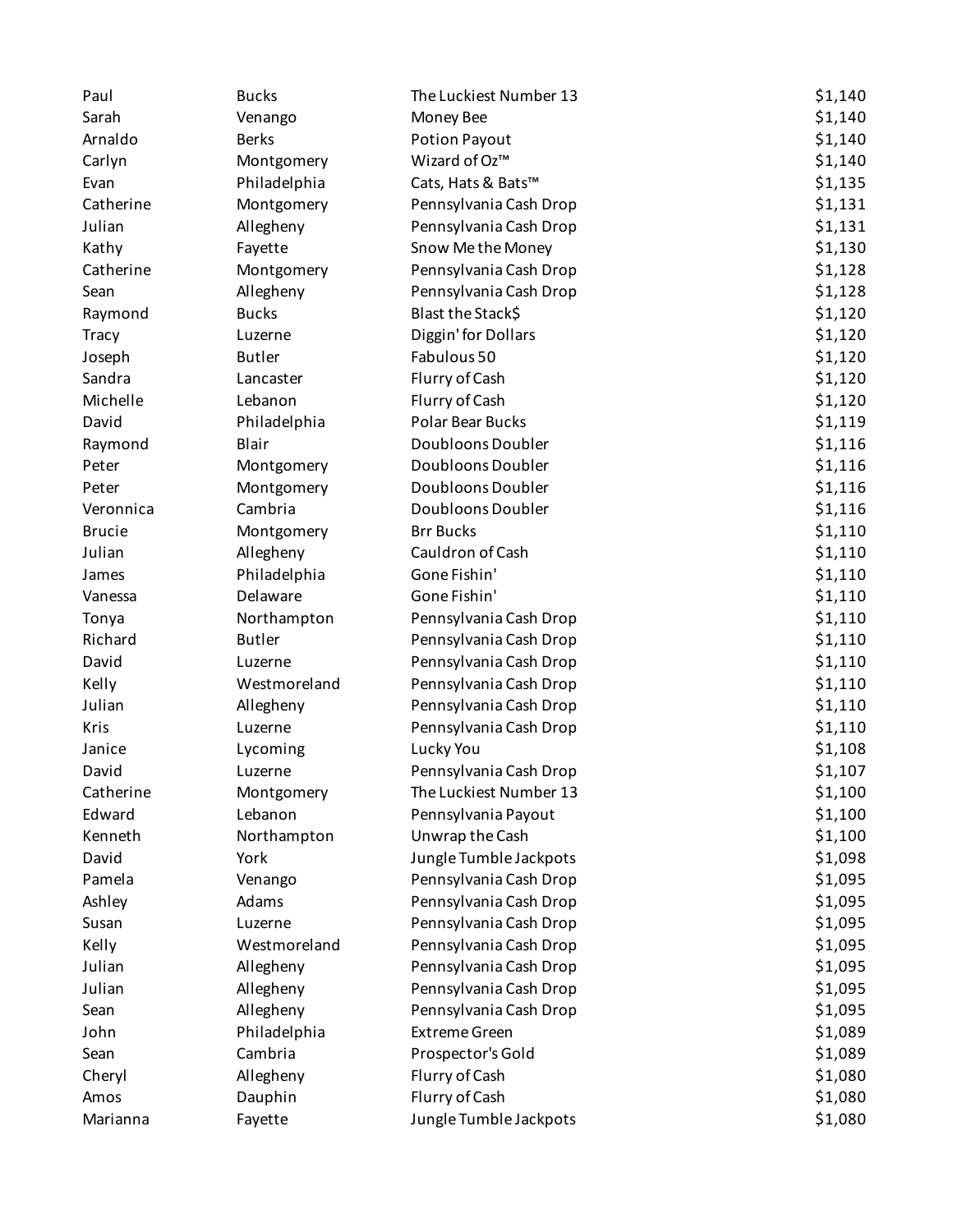| | | | |
|---|---|---|---|
| Paul | Bucks | The Luckiest Number 13 | $1,140 |
| Sarah | Venango | Money Bee | $1,140 |
| Arnaldo | Berks | Potion Payout | $1,140 |
| Carlyn | Montgomery | Wizard of Oz™ | $1,140 |
| Evan | Philadelphia | Cats, Hats & Bats™ | $1,135 |
| Catherine | Montgomery | Pennsylvania Cash Drop | $1,131 |
| Julian | Allegheny | Pennsylvania Cash Drop | $1,131 |
| Kathy | Fayette | Snow Me the Money | $1,130 |
| Catherine | Montgomery | Pennsylvania Cash Drop | $1,128 |
| Sean | Allegheny | Pennsylvania Cash Drop | $1,128 |
| Raymond | Bucks | Blast the Stack$ | $1,120 |
| Tracy | Luzerne | Diggin' for Dollars | $1,120 |
| Joseph | Butler | Fabulous 50 | $1,120 |
| Sandra | Lancaster | Flurry of Cash | $1,120 |
| Michelle | Lebanon | Flurry of Cash | $1,120 |
| David | Philadelphia | Polar Bear Bucks | $1,119 |
| Raymond | Blair | Doubloons Doubler | $1,116 |
| Peter | Montgomery | Doubloons Doubler | $1,116 |
| Peter | Montgomery | Doubloons Doubler | $1,116 |
| Veronnica | Cambria | Doubloons Doubler | $1,116 |
| Brucie | Montgomery | Brr Bucks | $1,110 |
| Julian | Allegheny | Cauldron of Cash | $1,110 |
| James | Philadelphia | Gone Fishin' | $1,110 |
| Vanessa | Delaware | Gone Fishin' | $1,110 |
| Tonya | Northampton | Pennsylvania Cash Drop | $1,110 |
| Richard | Butler | Pennsylvania Cash Drop | $1,110 |
| David | Luzerne | Pennsylvania Cash Drop | $1,110 |
| Kelly | Westmoreland | Pennsylvania Cash Drop | $1,110 |
| Julian | Allegheny | Pennsylvania Cash Drop | $1,110 |
| Kris | Luzerne | Pennsylvania Cash Drop | $1,110 |
| Janice | Lycoming | Lucky You | $1,108 |
| David | Luzerne | Pennsylvania Cash Drop | $1,107 |
| Catherine | Montgomery | The Luckiest Number 13 | $1,100 |
| Edward | Lebanon | Pennsylvania Payout | $1,100 |
| Kenneth | Northampton | Unwrap the Cash | $1,100 |
| David | York | Jungle Tumble Jackpots | $1,098 |
| Pamela | Venango | Pennsylvania Cash Drop | $1,095 |
| Ashley | Adams | Pennsylvania Cash Drop | $1,095 |
| Susan | Luzerne | Pennsylvania Cash Drop | $1,095 |
| Kelly | Westmoreland | Pennsylvania Cash Drop | $1,095 |
| Julian | Allegheny | Pennsylvania Cash Drop | $1,095 |
| Julian | Allegheny | Pennsylvania Cash Drop | $1,095 |
| Sean | Allegheny | Pennsylvania Cash Drop | $1,095 |
| John | Philadelphia | Extreme Green | $1,089 |
| Sean | Cambria | Prospector's Gold | $1,089 |
| Cheryl | Allegheny | Flurry of Cash | $1,080 |
| Amos | Dauphin | Flurry of Cash | $1,080 |
| Marianna | Fayette | Jungle Tumble Jackpots | $1,080 |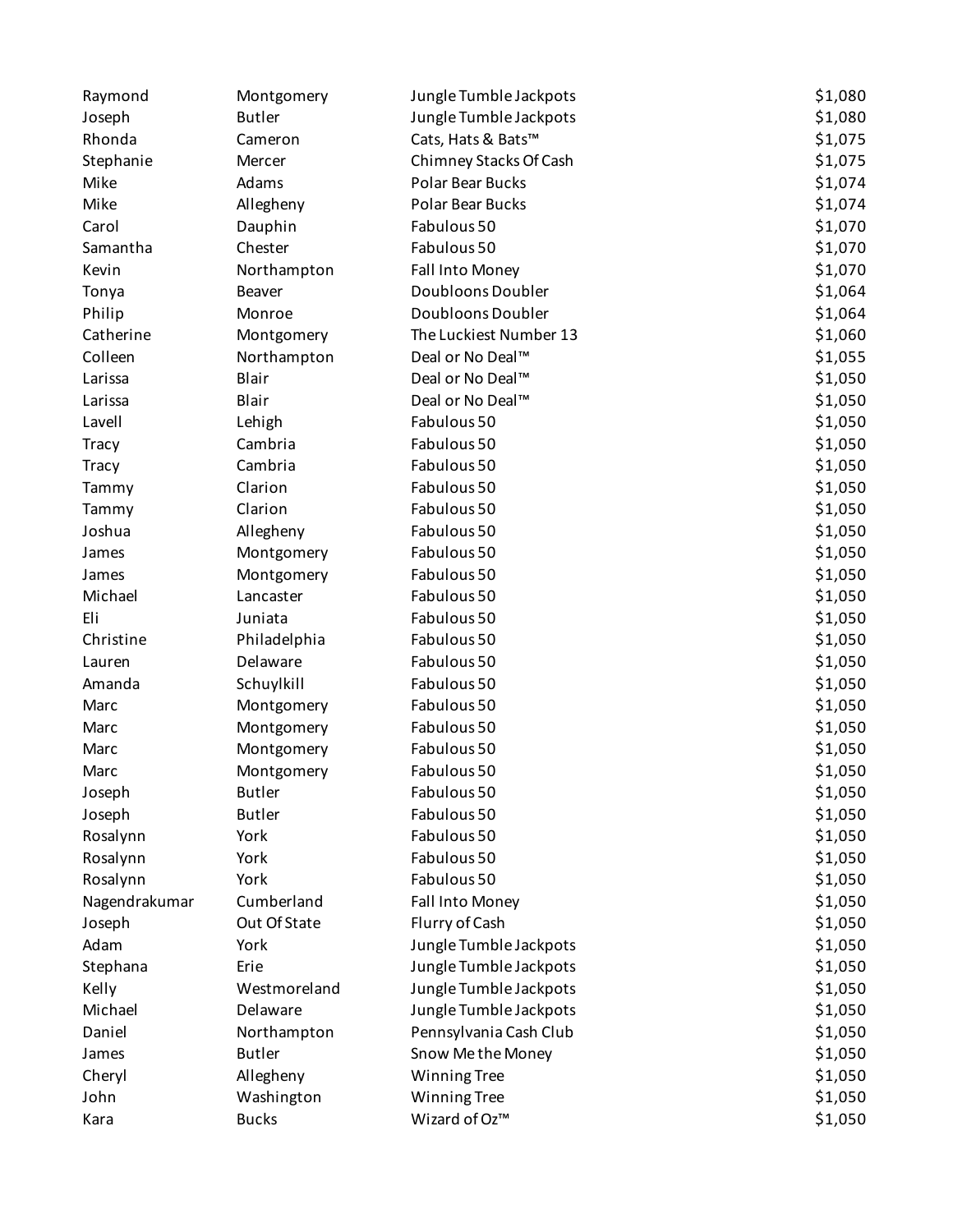| | | | |
|---|---|---|---|
| Raymond | Montgomery | Jungle Tumble Jackpots | $1,080 |
| Joseph | Butler | Jungle Tumble Jackpots | $1,080 |
| Rhonda | Cameron | Cats, Hats & Bats™ | $1,075 |
| Stephanie | Mercer | Chimney Stacks Of Cash | $1,075 |
| Mike | Adams | Polar Bear Bucks | $1,074 |
| Mike | Allegheny | Polar Bear Bucks | $1,074 |
| Carol | Dauphin | Fabulous 50 | $1,070 |
| Samantha | Chester | Fabulous 50 | $1,070 |
| Kevin | Northampton | Fall Into Money | $1,070 |
| Tonya | Beaver | Doubloons Doubler | $1,064 |
| Philip | Monroe | Doubloons Doubler | $1,064 |
| Catherine | Montgomery | The Luckiest Number 13 | $1,060 |
| Colleen | Northampton | Deal or No Deal™ | $1,055 |
| Larissa | Blair | Deal or No Deal™ | $1,050 |
| Larissa | Blair | Deal or No Deal™ | $1,050 |
| Lavell | Lehigh | Fabulous 50 | $1,050 |
| Tracy | Cambria | Fabulous 50 | $1,050 |
| Tracy | Cambria | Fabulous 50 | $1,050 |
| Tammy | Clarion | Fabulous 50 | $1,050 |
| Tammy | Clarion | Fabulous 50 | $1,050 |
| Joshua | Allegheny | Fabulous 50 | $1,050 |
| James | Montgomery | Fabulous 50 | $1,050 |
| James | Montgomery | Fabulous 50 | $1,050 |
| Michael | Lancaster | Fabulous 50 | $1,050 |
| Eli | Juniata | Fabulous 50 | $1,050 |
| Christine | Philadelphia | Fabulous 50 | $1,050 |
| Lauren | Delaware | Fabulous 50 | $1,050 |
| Amanda | Schuylkill | Fabulous 50 | $1,050 |
| Marc | Montgomery | Fabulous 50 | $1,050 |
| Marc | Montgomery | Fabulous 50 | $1,050 |
| Marc | Montgomery | Fabulous 50 | $1,050 |
| Marc | Montgomery | Fabulous 50 | $1,050 |
| Joseph | Butler | Fabulous 50 | $1,050 |
| Joseph | Butler | Fabulous 50 | $1,050 |
| Rosalynn | York | Fabulous 50 | $1,050 |
| Rosalynn | York | Fabulous 50 | $1,050 |
| Rosalynn | York | Fabulous 50 | $1,050 |
| Nagendrakumar | Cumberland | Fall Into Money | $1,050 |
| Joseph | Out Of State | Flurry of Cash | $1,050 |
| Adam | York | Jungle Tumble Jackpots | $1,050 |
| Stephana | Erie | Jungle Tumble Jackpots | $1,050 |
| Kelly | Westmoreland | Jungle Tumble Jackpots | $1,050 |
| Michael | Delaware | Jungle Tumble Jackpots | $1,050 |
| Daniel | Northampton | Pennsylvania Cash Club | $1,050 |
| James | Butler | Snow Me the Money | $1,050 |
| Cheryl | Allegheny | Winning Tree | $1,050 |
| John | Washington | Winning Tree | $1,050 |
| Kara | Bucks | Wizard of Oz™ | $1,050 |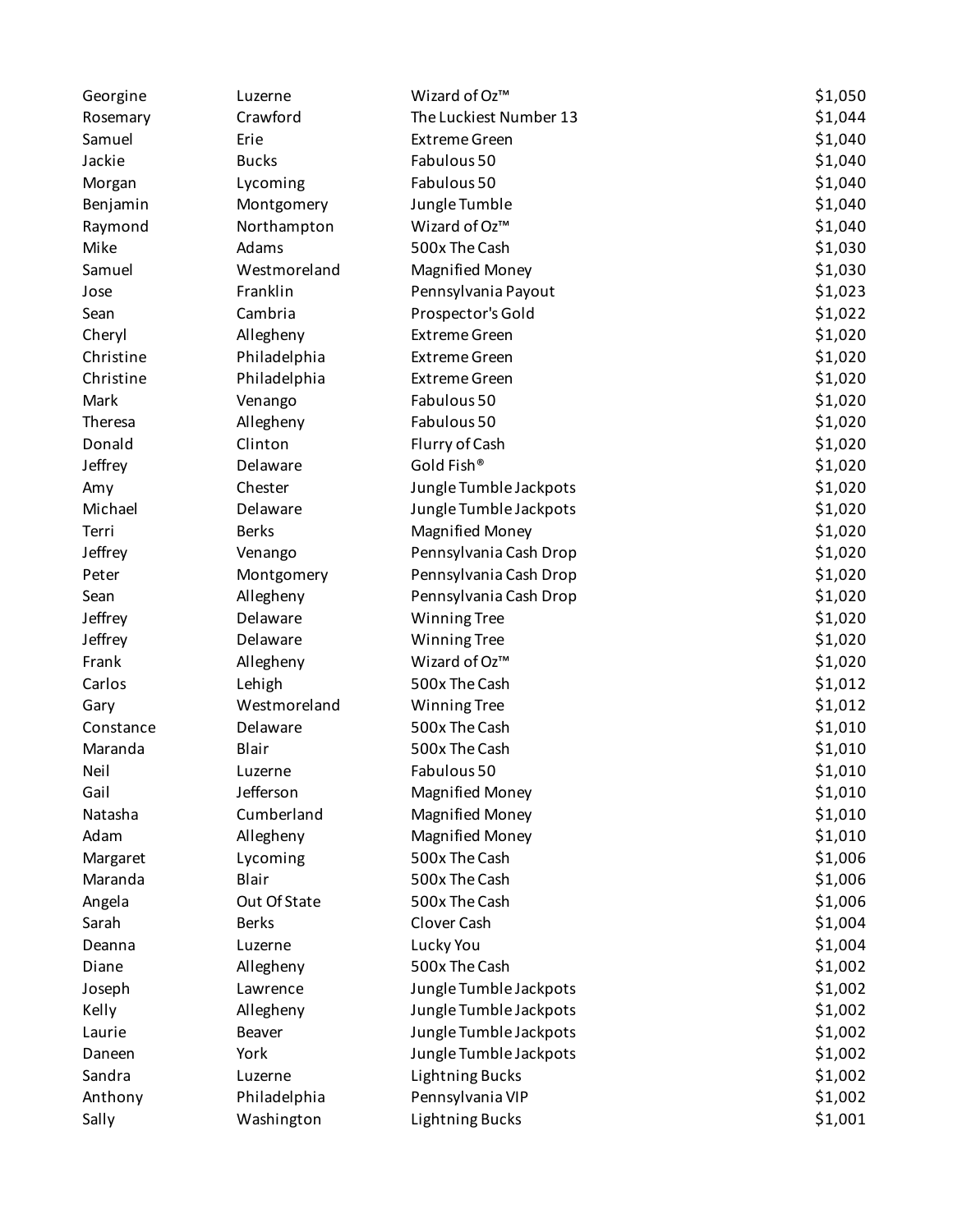| | | | |
|---|---|---|---|
| Georgine | Luzerne | Wizard of Oz™ | $1,050 |
| Rosemary | Crawford | The Luckiest Number 13 | $1,044 |
| Samuel | Erie | Extreme Green | $1,040 |
| Jackie | Bucks | Fabulous 50 | $1,040 |
| Morgan | Lycoming | Fabulous 50 | $1,040 |
| Benjamin | Montgomery | Jungle Tumble | $1,040 |
| Raymond | Northampton | Wizard of Oz™ | $1,040 |
| Mike | Adams | 500x The Cash | $1,030 |
| Samuel | Westmoreland | Magnified Money | $1,030 |
| Jose | Franklin | Pennsylvania Payout | $1,023 |
| Sean | Cambria | Prospector's Gold | $1,022 |
| Cheryl | Allegheny | Extreme Green | $1,020 |
| Christine | Philadelphia | Extreme Green | $1,020 |
| Christine | Philadelphia | Extreme Green | $1,020 |
| Mark | Venango | Fabulous 50 | $1,020 |
| Theresa | Allegheny | Fabulous 50 | $1,020 |
| Donald | Clinton | Flurry of Cash | $1,020 |
| Jeffrey | Delaware | Gold Fish® | $1,020 |
| Amy | Chester | Jungle Tumble Jackpots | $1,020 |
| Michael | Delaware | Jungle Tumble Jackpots | $1,020 |
| Terri | Berks | Magnified Money | $1,020 |
| Jeffrey | Venango | Pennsylvania Cash Drop | $1,020 |
| Peter | Montgomery | Pennsylvania Cash Drop | $1,020 |
| Sean | Allegheny | Pennsylvania Cash Drop | $1,020 |
| Jeffrey | Delaware | Winning Tree | $1,020 |
| Jeffrey | Delaware | Winning Tree | $1,020 |
| Frank | Allegheny | Wizard of Oz™ | $1,020 |
| Carlos | Lehigh | 500x The Cash | $1,012 |
| Gary | Westmoreland | Winning Tree | $1,012 |
| Constance | Delaware | 500x The Cash | $1,010 |
| Maranda | Blair | 500x The Cash | $1,010 |
| Neil | Luzerne | Fabulous 50 | $1,010 |
| Gail | Jefferson | Magnified Money | $1,010 |
| Natasha | Cumberland | Magnified Money | $1,010 |
| Adam | Allegheny | Magnified Money | $1,010 |
| Margaret | Lycoming | 500x The Cash | $1,006 |
| Maranda | Blair | 500x The Cash | $1,006 |
| Angela | Out Of State | 500x The Cash | $1,006 |
| Sarah | Berks | Clover Cash | $1,004 |
| Deanna | Luzerne | Lucky You | $1,004 |
| Diane | Allegheny | 500x The Cash | $1,002 |
| Joseph | Lawrence | Jungle Tumble Jackpots | $1,002 |
| Kelly | Allegheny | Jungle Tumble Jackpots | $1,002 |
| Laurie | Beaver | Jungle Tumble Jackpots | $1,002 |
| Daneen | York | Jungle Tumble Jackpots | $1,002 |
| Sandra | Luzerne | Lightning Bucks | $1,002 |
| Anthony | Philadelphia | Pennsylvania VIP | $1,002 |
| Sally | Washington | Lightning Bucks | $1,001 |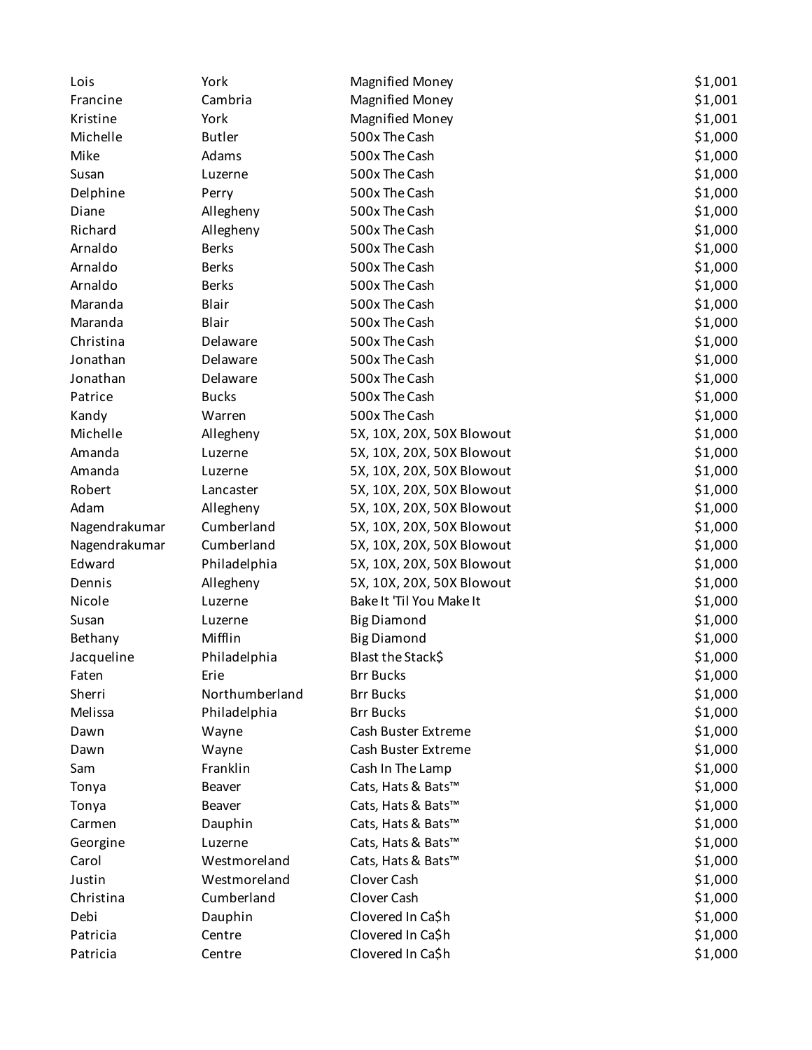| | | | |
|---|---|---|---|
| Lois | York | Magnified Money | $1,001 |
| Francine | Cambria | Magnified Money | $1,001 |
| Kristine | York | Magnified Money | $1,001 |
| Michelle | Butler | 500x The Cash | $1,000 |
| Mike | Adams | 500x The Cash | $1,000 |
| Susan | Luzerne | 500x The Cash | $1,000 |
| Delphine | Perry | 500x The Cash | $1,000 |
| Diane | Allegheny | 500x The Cash | $1,000 |
| Richard | Allegheny | 500x The Cash | $1,000 |
| Arnaldo | Berks | 500x The Cash | $1,000 |
| Arnaldo | Berks | 500x The Cash | $1,000 |
| Arnaldo | Berks | 500x The Cash | $1,000 |
| Maranda | Blair | 500x The Cash | $1,000 |
| Maranda | Blair | 500x The Cash | $1,000 |
| Christina | Delaware | 500x The Cash | $1,000 |
| Jonathan | Delaware | 500x The Cash | $1,000 |
| Jonathan | Delaware | 500x The Cash | $1,000 |
| Patrice | Bucks | 500x The Cash | $1,000 |
| Kandy | Warren | 500x The Cash | $1,000 |
| Michelle | Allegheny | 5X, 10X, 20X, 50X Blowout | $1,000 |
| Amanda | Luzerne | 5X, 10X, 20X, 50X Blowout | $1,000 |
| Amanda | Luzerne | 5X, 10X, 20X, 50X Blowout | $1,000 |
| Robert | Lancaster | 5X, 10X, 20X, 50X Blowout | $1,000 |
| Adam | Allegheny | 5X, 10X, 20X, 50X Blowout | $1,000 |
| Nagendrakumar | Cumberland | 5X, 10X, 20X, 50X Blowout | $1,000 |
| Nagendrakumar | Cumberland | 5X, 10X, 20X, 50X Blowout | $1,000 |
| Edward | Philadelphia | 5X, 10X, 20X, 50X Blowout | $1,000 |
| Dennis | Allegheny | 5X, 10X, 20X, 50X Blowout | $1,000 |
| Nicole | Luzerne | Bake It 'Til You Make It | $1,000 |
| Susan | Luzerne | Big Diamond | $1,000 |
| Bethany | Mifflin | Big Diamond | $1,000 |
| Jacqueline | Philadelphia | Blast the Stack$ | $1,000 |
| Faten | Erie | Brr Bucks | $1,000 |
| Sherri | Northumberland | Brr Bucks | $1,000 |
| Melissa | Philadelphia | Brr Bucks | $1,000 |
| Dawn | Wayne | Cash Buster Extreme | $1,000 |
| Dawn | Wayne | Cash Buster Extreme | $1,000 |
| Sam | Franklin | Cash In The Lamp | $1,000 |
| Tonya | Beaver | Cats, Hats & Bats™ | $1,000 |
| Tonya | Beaver | Cats, Hats & Bats™ | $1,000 |
| Carmen | Dauphin | Cats, Hats & Bats™ | $1,000 |
| Georgine | Luzerne | Cats, Hats & Bats™ | $1,000 |
| Carol | Westmoreland | Cats, Hats & Bats™ | $1,000 |
| Justin | Westmoreland | Clover Cash | $1,000 |
| Christina | Cumberland | Clover Cash | $1,000 |
| Debi | Dauphin | Clovered In Ca$h | $1,000 |
| Patricia | Centre | Clovered In Ca$h | $1,000 |
| Patricia | Centre | Clovered In Ca$h | $1,000 |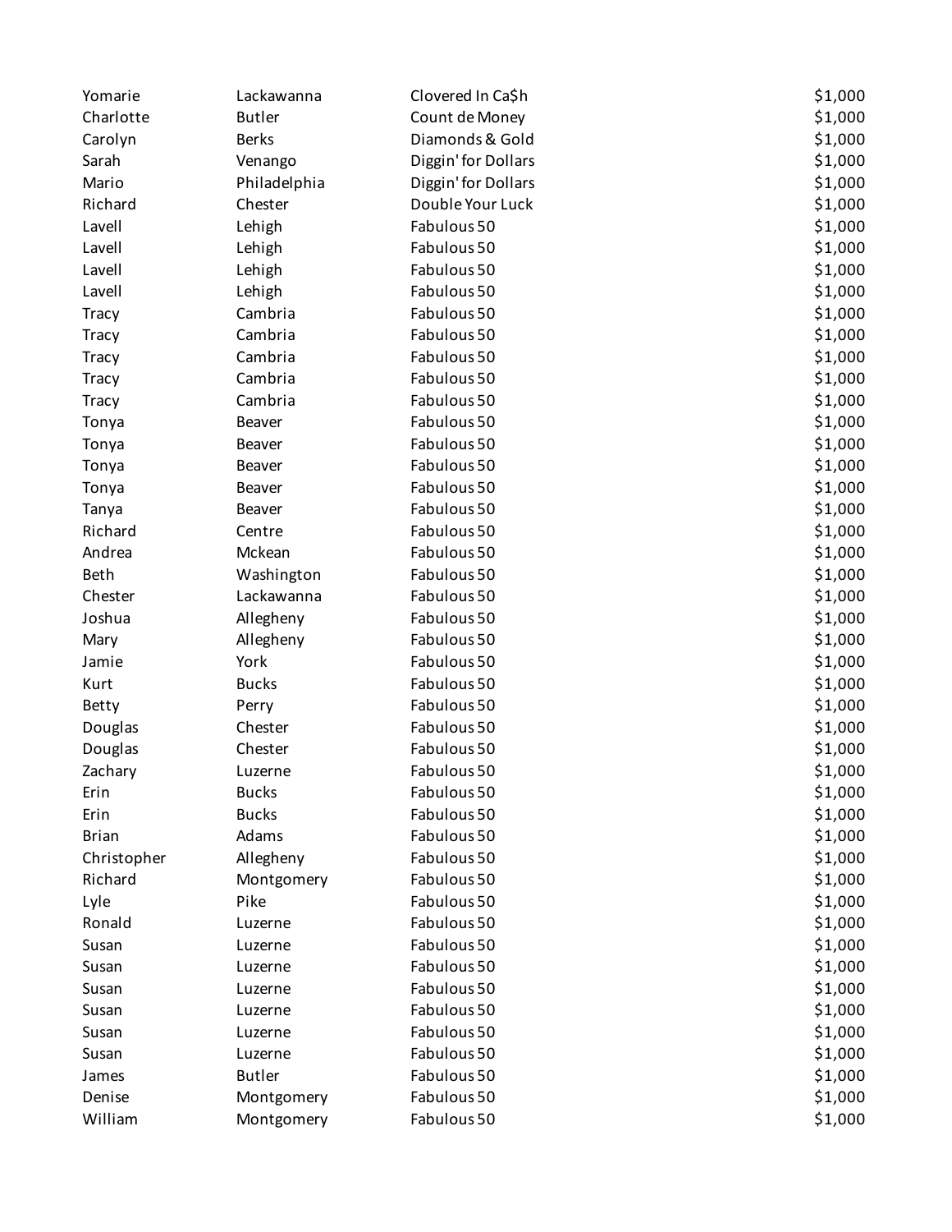| | | | |
|---|---|---|---|
| Yomarie | Lackawanna | Clovered In Ca$h | $1,000 |
| Charlotte | Butler | Count de Money | $1,000 |
| Carolyn | Berks | Diamonds & Gold | $1,000 |
| Sarah | Venango | Diggin' for Dollars | $1,000 |
| Mario | Philadelphia | Diggin' for Dollars | $1,000 |
| Richard | Chester | Double Your Luck | $1,000 |
| Lavell | Lehigh | Fabulous 50 | $1,000 |
| Lavell | Lehigh | Fabulous 50 | $1,000 |
| Lavell | Lehigh | Fabulous 50 | $1,000 |
| Lavell | Lehigh | Fabulous 50 | $1,000 |
| Tracy | Cambria | Fabulous 50 | $1,000 |
| Tracy | Cambria | Fabulous 50 | $1,000 |
| Tracy | Cambria | Fabulous 50 | $1,000 |
| Tracy | Cambria | Fabulous 50 | $1,000 |
| Tracy | Cambria | Fabulous 50 | $1,000 |
| Tonya | Beaver | Fabulous 50 | $1,000 |
| Tonya | Beaver | Fabulous 50 | $1,000 |
| Tonya | Beaver | Fabulous 50 | $1,000 |
| Tonya | Beaver | Fabulous 50 | $1,000 |
| Tanya | Beaver | Fabulous 50 | $1,000 |
| Richard | Centre | Fabulous 50 | $1,000 |
| Andrea | Mckean | Fabulous 50 | $1,000 |
| Beth | Washington | Fabulous 50 | $1,000 |
| Chester | Lackawanna | Fabulous 50 | $1,000 |
| Joshua | Allegheny | Fabulous 50 | $1,000 |
| Mary | Allegheny | Fabulous 50 | $1,000 |
| Jamie | York | Fabulous 50 | $1,000 |
| Kurt | Bucks | Fabulous 50 | $1,000 |
| Betty | Perry | Fabulous 50 | $1,000 |
| Douglas | Chester | Fabulous 50 | $1,000 |
| Douglas | Chester | Fabulous 50 | $1,000 |
| Zachary | Luzerne | Fabulous 50 | $1,000 |
| Erin | Bucks | Fabulous 50 | $1,000 |
| Erin | Bucks | Fabulous 50 | $1,000 |
| Brian | Adams | Fabulous 50 | $1,000 |
| Christopher | Allegheny | Fabulous 50 | $1,000 |
| Richard | Montgomery | Fabulous 50 | $1,000 |
| Lyle | Pike | Fabulous 50 | $1,000 |
| Ronald | Luzerne | Fabulous 50 | $1,000 |
| Susan | Luzerne | Fabulous 50 | $1,000 |
| Susan | Luzerne | Fabulous 50 | $1,000 |
| Susan | Luzerne | Fabulous 50 | $1,000 |
| Susan | Luzerne | Fabulous 50 | $1,000 |
| Susan | Luzerne | Fabulous 50 | $1,000 |
| Susan | Luzerne | Fabulous 50 | $1,000 |
| James | Butler | Fabulous 50 | $1,000 |
| Denise | Montgomery | Fabulous 50 | $1,000 |
| William | Montgomery | Fabulous 50 | $1,000 |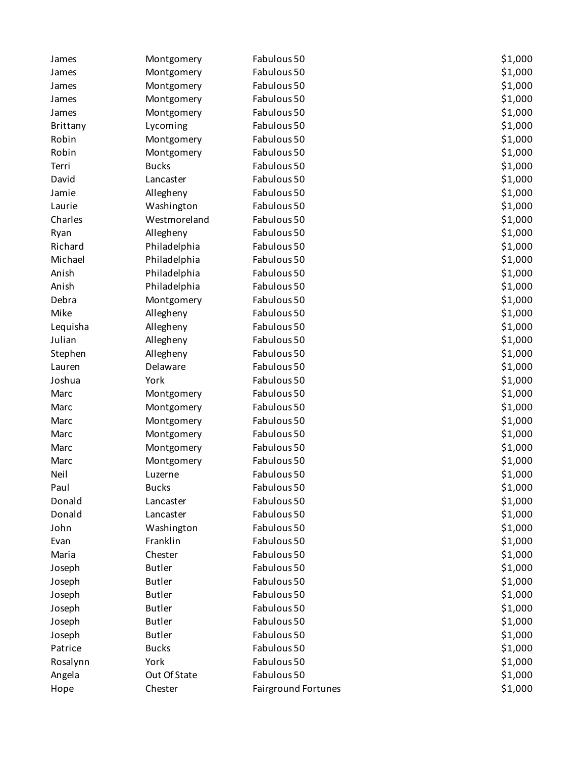| | | | |
|---|---|---|---|
| James | Montgomery | Fabulous 50 | $1,000 |
| James | Montgomery | Fabulous 50 | $1,000 |
| James | Montgomery | Fabulous 50 | $1,000 |
| James | Montgomery | Fabulous 50 | $1,000 |
| James | Montgomery | Fabulous 50 | $1,000 |
| Brittany | Lycoming | Fabulous 50 | $1,000 |
| Robin | Montgomery | Fabulous 50 | $1,000 |
| Robin | Montgomery | Fabulous 50 | $1,000 |
| Terri | Bucks | Fabulous 50 | $1,000 |
| David | Lancaster | Fabulous 50 | $1,000 |
| Jamie | Allegheny | Fabulous 50 | $1,000 |
| Laurie | Washington | Fabulous 50 | $1,000 |
| Charles | Westmoreland | Fabulous 50 | $1,000 |
| Ryan | Allegheny | Fabulous 50 | $1,000 |
| Richard | Philadelphia | Fabulous 50 | $1,000 |
| Michael | Philadelphia | Fabulous 50 | $1,000 |
| Anish | Philadelphia | Fabulous 50 | $1,000 |
| Anish | Philadelphia | Fabulous 50 | $1,000 |
| Debra | Montgomery | Fabulous 50 | $1,000 |
| Mike | Allegheny | Fabulous 50 | $1,000 |
| Lequisha | Allegheny | Fabulous 50 | $1,000 |
| Julian | Allegheny | Fabulous 50 | $1,000 |
| Stephen | Allegheny | Fabulous 50 | $1,000 |
| Lauren | Delaware | Fabulous 50 | $1,000 |
| Joshua | York | Fabulous 50 | $1,000 |
| Marc | Montgomery | Fabulous 50 | $1,000 |
| Marc | Montgomery | Fabulous 50 | $1,000 |
| Marc | Montgomery | Fabulous 50 | $1,000 |
| Marc | Montgomery | Fabulous 50 | $1,000 |
| Marc | Montgomery | Fabulous 50 | $1,000 |
| Marc | Montgomery | Fabulous 50 | $1,000 |
| Neil | Luzerne | Fabulous 50 | $1,000 |
| Paul | Bucks | Fabulous 50 | $1,000 |
| Donald | Lancaster | Fabulous 50 | $1,000 |
| Donald | Lancaster | Fabulous 50 | $1,000 |
| John | Washington | Fabulous 50 | $1,000 |
| Evan | Franklin | Fabulous 50 | $1,000 |
| Maria | Chester | Fabulous 50 | $1,000 |
| Joseph | Butler | Fabulous 50 | $1,000 |
| Joseph | Butler | Fabulous 50 | $1,000 |
| Joseph | Butler | Fabulous 50 | $1,000 |
| Joseph | Butler | Fabulous 50 | $1,000 |
| Joseph | Butler | Fabulous 50 | $1,000 |
| Joseph | Butler | Fabulous 50 | $1,000 |
| Patrice | Bucks | Fabulous 50 | $1,000 |
| Rosalynn | York | Fabulous 50 | $1,000 |
| Angela | Out Of State | Fabulous 50 | $1,000 |
| Hope | Chester | Fairground Fortunes | $1,000 |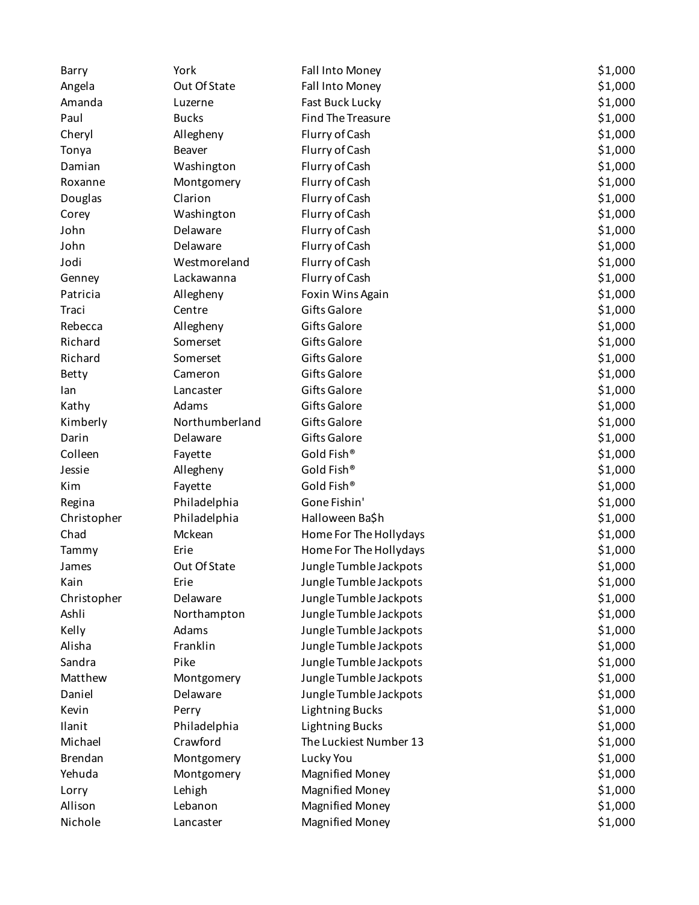| | | | |
|---|---|---|---|
| Barry | York | Fall Into Money | $1,000 |
| Angela | Out Of State | Fall Into Money | $1,000 |
| Amanda | Luzerne | Fast Buck Lucky | $1,000 |
| Paul | Bucks | Find The Treasure | $1,000 |
| Cheryl | Allegheny | Flurry of Cash | $1,000 |
| Tonya | Beaver | Flurry of Cash | $1,000 |
| Damian | Washington | Flurry of Cash | $1,000 |
| Roxanne | Montgomery | Flurry of Cash | $1,000 |
| Douglas | Clarion | Flurry of Cash | $1,000 |
| Corey | Washington | Flurry of Cash | $1,000 |
| John | Delaware | Flurry of Cash | $1,000 |
| John | Delaware | Flurry of Cash | $1,000 |
| Jodi | Westmoreland | Flurry of Cash | $1,000 |
| Genney | Lackawanna | Flurry of Cash | $1,000 |
| Patricia | Allegheny | Foxin Wins Again | $1,000 |
| Traci | Centre | Gifts Galore | $1,000 |
| Rebecca | Allegheny | Gifts Galore | $1,000 |
| Richard | Somerset | Gifts Galore | $1,000 |
| Richard | Somerset | Gifts Galore | $1,000 |
| Betty | Cameron | Gifts Galore | $1,000 |
| Ian | Lancaster | Gifts Galore | $1,000 |
| Kathy | Adams | Gifts Galore | $1,000 |
| Kimberly | Northumberland | Gifts Galore | $1,000 |
| Darin | Delaware | Gifts Galore | $1,000 |
| Colleen | Fayette | Gold Fish® | $1,000 |
| Jessie | Allegheny | Gold Fish® | $1,000 |
| Kim | Fayette | Gold Fish® | $1,000 |
| Regina | Philadelphia | Gone Fishin' | $1,000 |
| Christopher | Philadelphia | Halloween Ba$h | $1,000 |
| Chad | Mckean | Home For The Hollydays | $1,000 |
| Tammy | Erie | Home For The Hollydays | $1,000 |
| James | Out Of State | Jungle Tumble Jackpots | $1,000 |
| Kain | Erie | Jungle Tumble Jackpots | $1,000 |
| Christopher | Delaware | Jungle Tumble Jackpots | $1,000 |
| Ashli | Northampton | Jungle Tumble Jackpots | $1,000 |
| Kelly | Adams | Jungle Tumble Jackpots | $1,000 |
| Alisha | Franklin | Jungle Tumble Jackpots | $1,000 |
| Sandra | Pike | Jungle Tumble Jackpots | $1,000 |
| Matthew | Montgomery | Jungle Tumble Jackpots | $1,000 |
| Daniel | Delaware | Jungle Tumble Jackpots | $1,000 |
| Kevin | Perry | Lightning Bucks | $1,000 |
| Ilanit | Philadelphia | Lightning Bucks | $1,000 |
| Michael | Crawford | The Luckiest Number 13 | $1,000 |
| Brendan | Montgomery | Lucky You | $1,000 |
| Yehuda | Montgomery | Magnified Money | $1,000 |
| Lorry | Lehigh | Magnified Money | $1,000 |
| Allison | Lebanon | Magnified Money | $1,000 |
| Nichole | Lancaster | Magnified Money | $1,000 |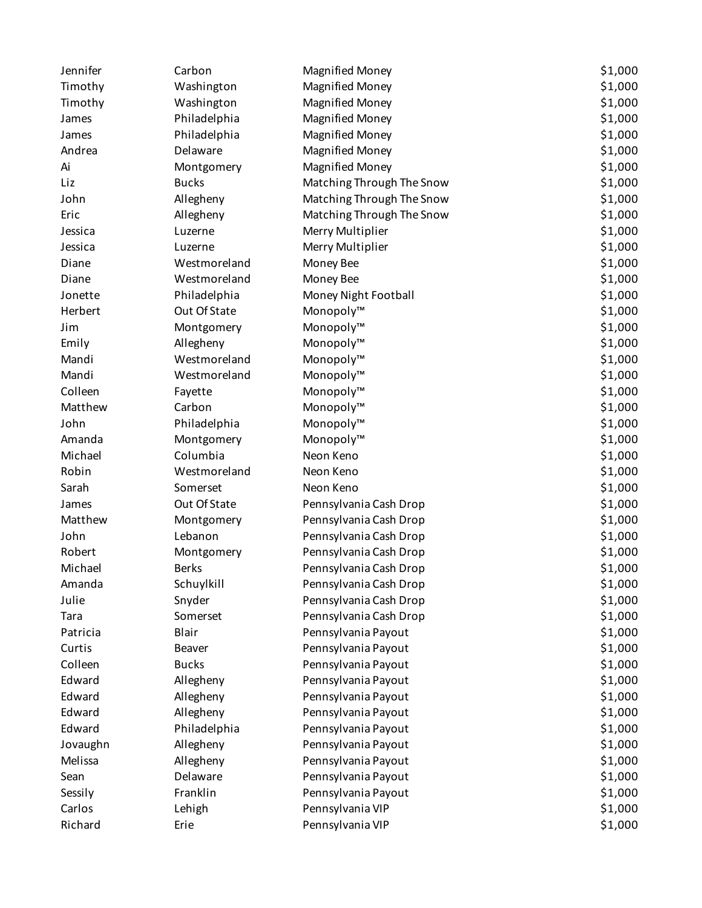| | | | |
|---|---|---|---|
| Jennifer | Carbon | Magnified Money | $1,000 |
| Timothy | Washington | Magnified Money | $1,000 |
| Timothy | Washington | Magnified Money | $1,000 |
| James | Philadelphia | Magnified Money | $1,000 |
| James | Philadelphia | Magnified Money | $1,000 |
| Andrea | Delaware | Magnified Money | $1,000 |
| Ai | Montgomery | Magnified Money | $1,000 |
| Liz | Bucks | Matching Through The Snow | $1,000 |
| John | Allegheny | Matching Through The Snow | $1,000 |
| Eric | Allegheny | Matching Through The Snow | $1,000 |
| Jessica | Luzerne | Merry Multiplier | $1,000 |
| Jessica | Luzerne | Merry Multiplier | $1,000 |
| Diane | Westmoreland | Money Bee | $1,000 |
| Diane | Westmoreland | Money Bee | $1,000 |
| Jonette | Philadelphia | Money Night Football | $1,000 |
| Herbert | Out Of State | Monopoly™ | $1,000 |
| Jim | Montgomery | Monopoly™ | $1,000 |
| Emily | Allegheny | Monopoly™ | $1,000 |
| Mandi | Westmoreland | Monopoly™ | $1,000 |
| Mandi | Westmoreland | Monopoly™ | $1,000 |
| Colleen | Fayette | Monopoly™ | $1,000 |
| Matthew | Carbon | Monopoly™ | $1,000 |
| John | Philadelphia | Monopoly™ | $1,000 |
| Amanda | Montgomery | Monopoly™ | $1,000 |
| Michael | Columbia | Neon Keno | $1,000 |
| Robin | Westmoreland | Neon Keno | $1,000 |
| Sarah | Somerset | Neon Keno | $1,000 |
| James | Out Of State | Pennsylvania Cash Drop | $1,000 |
| Matthew | Montgomery | Pennsylvania Cash Drop | $1,000 |
| John | Lebanon | Pennsylvania Cash Drop | $1,000 |
| Robert | Montgomery | Pennsylvania Cash Drop | $1,000 |
| Michael | Berks | Pennsylvania Cash Drop | $1,000 |
| Amanda | Schuylkill | Pennsylvania Cash Drop | $1,000 |
| Julie | Snyder | Pennsylvania Cash Drop | $1,000 |
| Tara | Somerset | Pennsylvania Cash Drop | $1,000 |
| Patricia | Blair | Pennsylvania Payout | $1,000 |
| Curtis | Beaver | Pennsylvania Payout | $1,000 |
| Colleen | Bucks | Pennsylvania Payout | $1,000 |
| Edward | Allegheny | Pennsylvania Payout | $1,000 |
| Edward | Allegheny | Pennsylvania Payout | $1,000 |
| Edward | Allegheny | Pennsylvania Payout | $1,000 |
| Edward | Philadelphia | Pennsylvania Payout | $1,000 |
| Jovaughn | Allegheny | Pennsylvania Payout | $1,000 |
| Melissa | Allegheny | Pennsylvania Payout | $1,000 |
| Sean | Delaware | Pennsylvania Payout | $1,000 |
| Sessily | Franklin | Pennsylvania Payout | $1,000 |
| Carlos | Lehigh | Pennsylvania VIP | $1,000 |
| Richard | Erie | Pennsylvania VIP | $1,000 |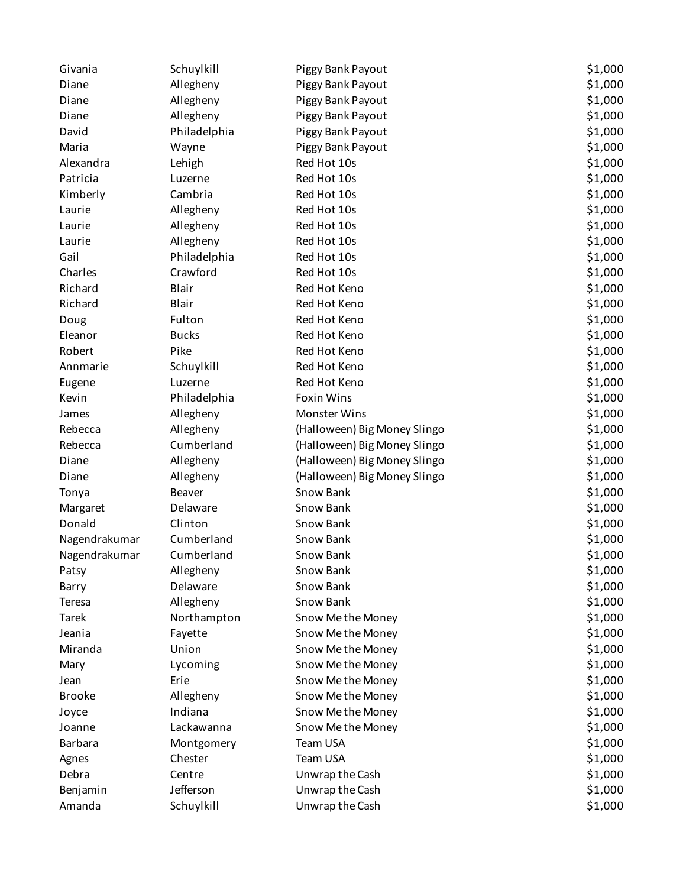| | | | |
|---|---|---|---|
| Givania | Schuylkill | Piggy Bank Payout | $1,000 |
| Diane | Allegheny | Piggy Bank Payout | $1,000 |
| Diane | Allegheny | Piggy Bank Payout | $1,000 |
| Diane | Allegheny | Piggy Bank Payout | $1,000 |
| David | Philadelphia | Piggy Bank Payout | $1,000 |
| Maria | Wayne | Piggy Bank Payout | $1,000 |
| Alexandra | Lehigh | Red Hot 10s | $1,000 |
| Patricia | Luzerne | Red Hot 10s | $1,000 |
| Kimberly | Cambria | Red Hot 10s | $1,000 |
| Laurie | Allegheny | Red Hot 10s | $1,000 |
| Laurie | Allegheny | Red Hot 10s | $1,000 |
| Laurie | Allegheny | Red Hot 10s | $1,000 |
| Gail | Philadelphia | Red Hot 10s | $1,000 |
| Charles | Crawford | Red Hot 10s | $1,000 |
| Richard | Blair | Red Hot Keno | $1,000 |
| Richard | Blair | Red Hot Keno | $1,000 |
| Doug | Fulton | Red Hot Keno | $1,000 |
| Eleanor | Bucks | Red Hot Keno | $1,000 |
| Robert | Pike | Red Hot Keno | $1,000 |
| Annmarie | Schuylkill | Red Hot Keno | $1,000 |
| Eugene | Luzerne | Red Hot Keno | $1,000 |
| Kevin | Philadelphia | Foxin Wins | $1,000 |
| James | Allegheny | Monster Wins | $1,000 |
| Rebecca | Allegheny | (Halloween) Big Money Slingo | $1,000 |
| Rebecca | Cumberland | (Halloween) Big Money Slingo | $1,000 |
| Diane | Allegheny | (Halloween) Big Money Slingo | $1,000 |
| Diane | Allegheny | (Halloween) Big Money Slingo | $1,000 |
| Tonya | Beaver | Snow Bank | $1,000 |
| Margaret | Delaware | Snow Bank | $1,000 |
| Donald | Clinton | Snow Bank | $1,000 |
| Nagendrakumar | Cumberland | Snow Bank | $1,000 |
| Nagendrakumar | Cumberland | Snow Bank | $1,000 |
| Patsy | Allegheny | Snow Bank | $1,000 |
| Barry | Delaware | Snow Bank | $1,000 |
| Teresa | Allegheny | Snow Bank | $1,000 |
| Tarek | Northampton | Snow Me the Money | $1,000 |
| Jeania | Fayette | Snow Me the Money | $1,000 |
| Miranda | Union | Snow Me the Money | $1,000 |
| Mary | Lycoming | Snow Me the Money | $1,000 |
| Jean | Erie | Snow Me the Money | $1,000 |
| Brooke | Allegheny | Snow Me the Money | $1,000 |
| Joyce | Indiana | Snow Me the Money | $1,000 |
| Joanne | Lackawanna | Snow Me the Money | $1,000 |
| Barbara | Montgomery | Team USA | $1,000 |
| Agnes | Chester | Team USA | $1,000 |
| Debra | Centre | Unwrap the Cash | $1,000 |
| Benjamin | Jefferson | Unwrap the Cash | $1,000 |
| Amanda | Schuylkill | Unwrap the Cash | $1,000 |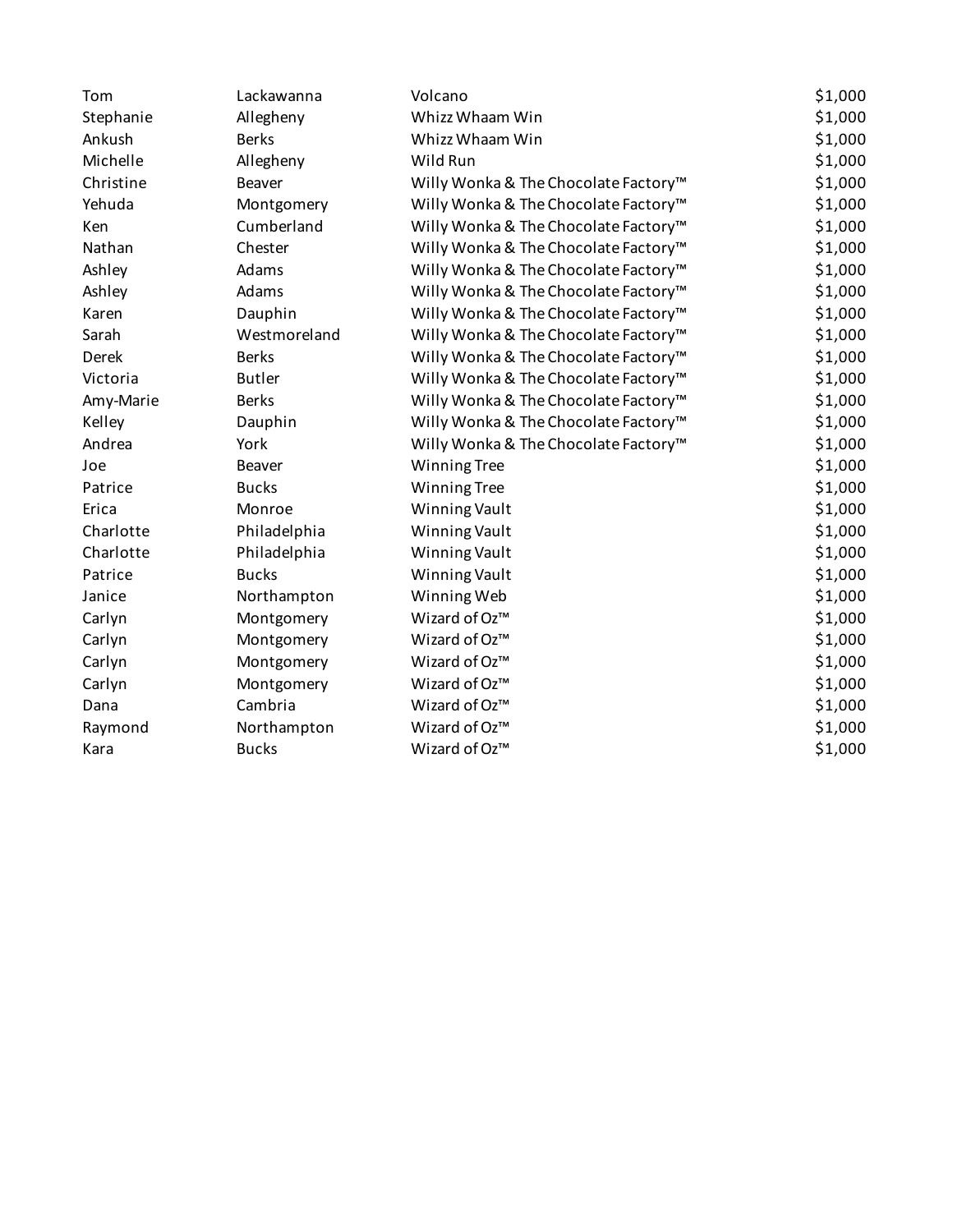| | | | |
|---|---|---|---|
| Tom | Lackawanna | Volcano | $1,000 |
| Stephanie | Allegheny | Whizz Whaam Win | $1,000 |
| Ankush | Berks | Whizz Whaam Win | $1,000 |
| Michelle | Allegheny | Wild Run | $1,000 |
| Christine | Beaver | Willy Wonka & The Chocolate Factory™ | $1,000 |
| Yehuda | Montgomery | Willy Wonka & The Chocolate Factory™ | $1,000 |
| Ken | Cumberland | Willy Wonka & The Chocolate Factory™ | $1,000 |
| Nathan | Chester | Willy Wonka & The Chocolate Factory™ | $1,000 |
| Ashley | Adams | Willy Wonka & The Chocolate Factory™ | $1,000 |
| Ashley | Adams | Willy Wonka & The Chocolate Factory™ | $1,000 |
| Karen | Dauphin | Willy Wonka & The Chocolate Factory™ | $1,000 |
| Sarah | Westmoreland | Willy Wonka & The Chocolate Factory™ | $1,000 |
| Derek | Berks | Willy Wonka & The Chocolate Factory™ | $1,000 |
| Victoria | Butler | Willy Wonka & The Chocolate Factory™ | $1,000 |
| Amy-Marie | Berks | Willy Wonka & The Chocolate Factory™ | $1,000 |
| Kelley | Dauphin | Willy Wonka & The Chocolate Factory™ | $1,000 |
| Andrea | York | Willy Wonka & The Chocolate Factory™ | $1,000 |
| Joe | Beaver | Winning Tree | $1,000 |
| Patrice | Bucks | Winning Tree | $1,000 |
| Erica | Monroe | Winning Vault | $1,000 |
| Charlotte | Philadelphia | Winning Vault | $1,000 |
| Charlotte | Philadelphia | Winning Vault | $1,000 |
| Patrice | Bucks | Winning Vault | $1,000 |
| Janice | Northampton | Winning Web | $1,000 |
| Carlyn | Montgomery | Wizard of Oz™ | $1,000 |
| Carlyn | Montgomery | Wizard of Oz™ | $1,000 |
| Carlyn | Montgomery | Wizard of Oz™ | $1,000 |
| Carlyn | Montgomery | Wizard of Oz™ | $1,000 |
| Dana | Cambria | Wizard of Oz™ | $1,000 |
| Raymond | Northampton | Wizard of Oz™ | $1,000 |
| Kara | Bucks | Wizard of Oz™ | $1,000 |